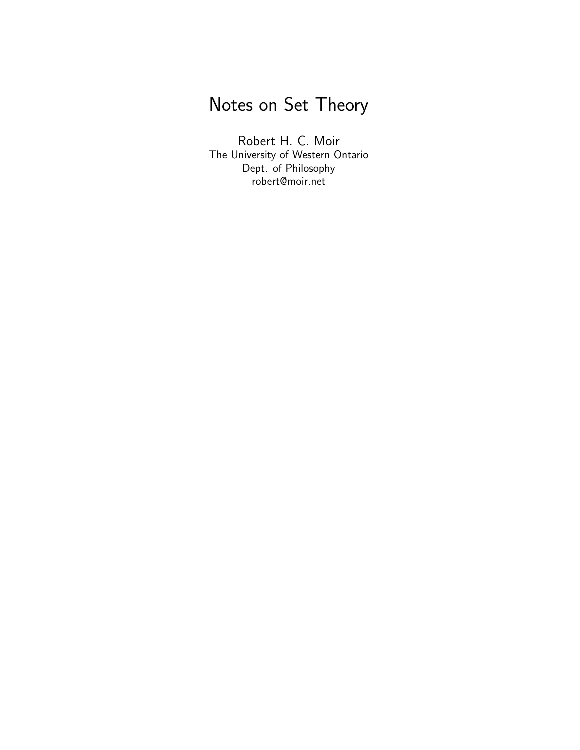# Notes on Set Theory

Robert H. C. Moir
The University of Western Ontario
Dept. of Philosophy
robert@moir.net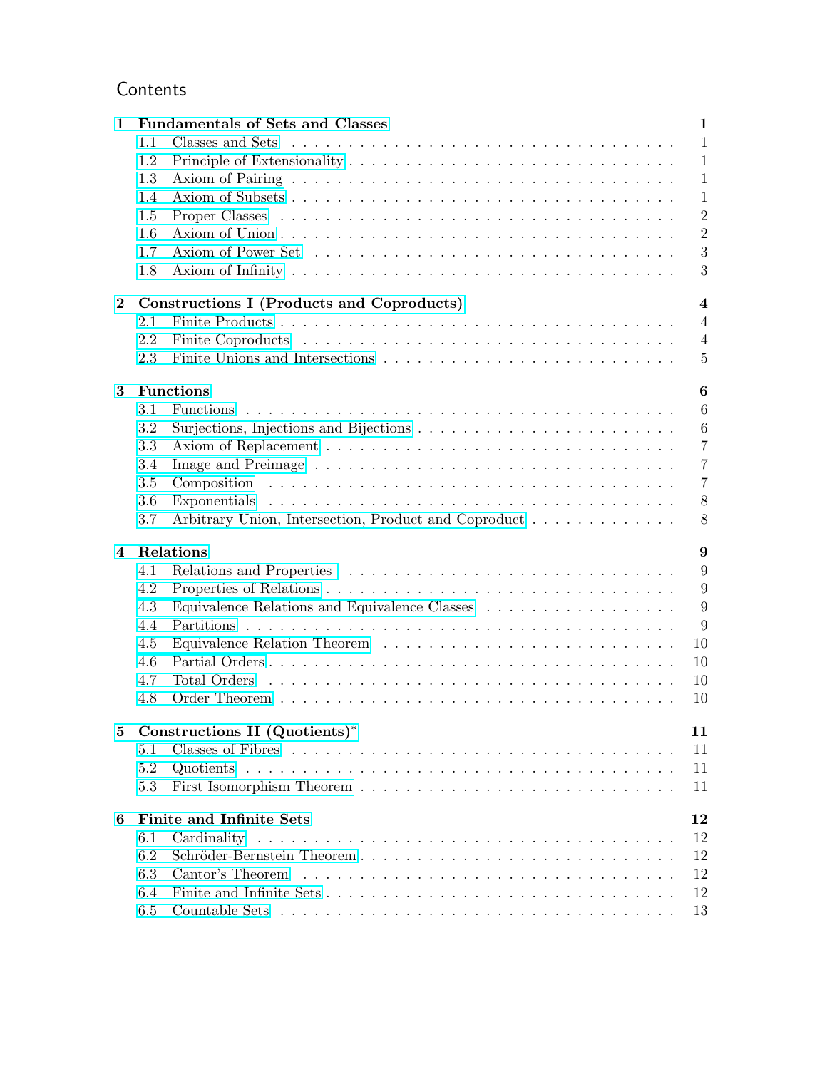# Contents

**1 Fundamentals of Sets and Classes** — 1
- 1.1 Classes and Sets — 1
- 1.2 Principle of Extensionality — 1
- 1.3 Axiom of Pairing — 1
- 1.4 Axiom of Subsets — 1
- 1.5 Proper Classes — 2
- 1.6 Axiom of Union — 2
- 1.7 Axiom of Power Set — 3
- 1.8 Axiom of Infinity — 3

**2 Constructions I (Products and Coproducts)** — 4
- 2.1 Finite Products — 4
- 2.2 Finite Coproducts — 4
- 2.3 Finite Unions and Intersections — 5

**3 Functions** — 6
- 3.1 Functions — 6
- 3.2 Surjections, Injections and Bijections — 6
- 3.3 Axiom of Replacement — 7
- 3.4 Image and Preimage — 7
- 3.5 Composition — 7
- 3.6 Exponentials — 8
- 3.7 Arbitrary Union, Intersection, Product and Coproduct — 8

**4 Relations** — 9
- 4.1 Relations and Properties — 9
- 4.2 Properties of Relations — 9
- 4.3 Equivalence Relations and Equivalence Classes — 9
- 4.4 Partitions — 9
- 4.5 Equivalence Relation Theorem — 10
- 4.6 Partial Orders — 10
- 4.7 Total Orders — 10
- 4.8 Order Theorem — 10

**5 Constructions II (Quotients)*** — 11
- 5.1 Classes of Fibres — 11
- 5.2 Quotients — 11
- 5.3 First Isomorphism Theorem — 11

**6 Finite and Infinite Sets** — 12
- 6.1 Cardinality — 12
- 6.2 Schröder-Bernstein Theorem — 12
- 6.3 Cantor's Theorem — 12
- 6.4 Finite and Infinite Sets — 12
- 6.5 Countable Sets — 13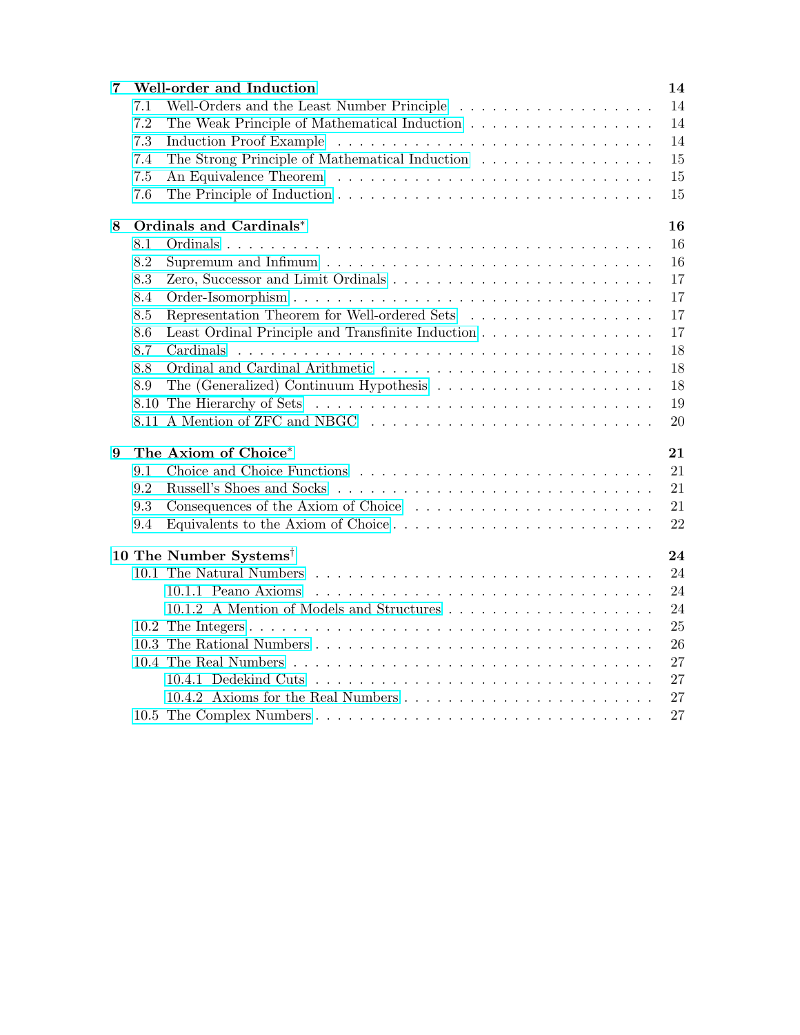| | | |
|---|---|---|
| **7** | **Well-order and Induction** | **14** |
| 7.1 | Well-Orders and the Least Number Principle | 14 |
| 7.2 | The Weak Principle of Mathematical Induction | 14 |
| 7.3 | Induction Proof Example | 14 |
| 7.4 | The Strong Principle of Mathematical Induction | 15 |
| 7.5 | An Equivalence Theorem | 15 |
| 7.6 | The Principle of Induction | 15 |
| **8** | **Ordinals and Cardinals*** | **16** |
| 8.1 | Ordinals | 16 |
| 8.2 | Supremum and Infimum | 16 |
| 8.3 | Zero, Successor and Limit Ordinals | 17 |
| 8.4 | Order-Isomorphism | 17 |
| 8.5 | Representation Theorem for Well-ordered Sets | 17 |
| 8.6 | Least Ordinal Principle and Transfinite Induction | 17 |
| 8.7 | Cardinals | 18 |
| 8.8 | Ordinal and Cardinal Arithmetic | 18 |
| 8.9 | The (Generalized) Continuum Hypothesis | 18 |
| 8.10 | The Hierarchy of Sets | 19 |
| 8.11 | A Mention of ZFC and NBGC | 20 |
| **9** | **The Axiom of Choice*** | **21** |
| 9.1 | Choice and Choice Functions | 21 |
| 9.2 | Russell's Shoes and Socks | 21 |
| 9.3 | Consequences of the Axiom of Choice | 21 |
| 9.4 | Equivalents to the Axiom of Choice | 22 |
| **10** | **The Number Systems†** | **24** |
| 10.1 | The Natural Numbers | 24 |
| 10.1.1 | Peano Axioms | 24 |
| 10.1.2 | A Mention of Models and Structures | 24 |
| 10.2 | The Integers | 25 |
| 10.3 | The Rational Numbers | 26 |
| 10.4 | The Real Numbers | 27 |
| 10.4.1 | Dedekind Cuts | 27 |
| 10.4.2 | Axioms for the Real Numbers | 27 |
| 10.5 | The Complex Numbers | 27 |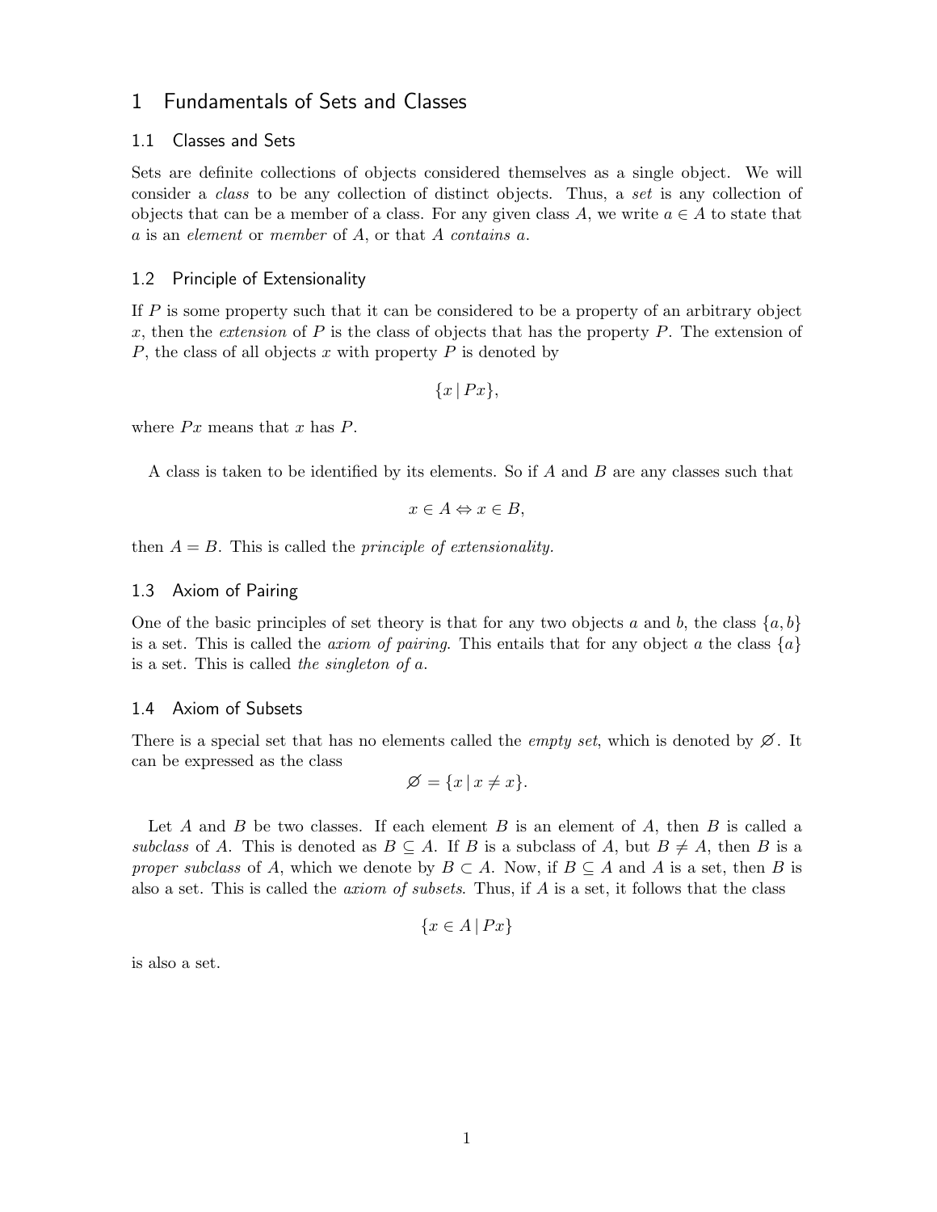# 1 Fundamentals of Sets and Classes

## 1.1 Classes and Sets

Sets are definite collections of objects considered themselves as a single object. We will consider a *class* to be any collection of distinct objects. Thus, a *set* is any collection of objects that can be a member of a class. For any given class $A$, we write $a \in A$ to state that $a$ is an *element* or *member* of $A$, or that $A$ *contains* $a$.

## 1.2 Principle of Extensionality

If $P$ is some property such that it can be considered to be a property of an arbitrary object $x$, then the *extension* of $P$ is the class of objects that has the property $P$. The extension of $P$, the class of all objects $x$ with property $P$ is denoted by

$$\{x \mid Px\},$$

where $Px$ means that $x$ has $P$.

A class is taken to be identified by its elements. So if $A$ and $B$ are any classes such that

$$x \in A \Leftrightarrow x \in B,$$

then $A = B$. This is called the *principle of extensionality.*

## 1.3 Axiom of Pairing

One of the basic principles of set theory is that for any two objects $a$ and $b$, the class $\{a, b\}$ is a set. This is called the *axiom of pairing*. This entails that for any object $a$ the class $\{a\}$ is a set. This is called *the singleton of a*.

## 1.4 Axiom of Subsets

There is a special set that has no elements called the *empty set*, which is denoted by $\varnothing$. It can be expressed as the class

$$\varnothing = \{x \mid x \neq x\}.$$

Let $A$ and $B$ be two classes. If each element $B$ is an element of $A$, then $B$ is called a *subclass* of $A$. This is denoted as $B \subseteq A$. If $B$ is a subclass of $A$, but $B \neq A$, then $B$ is a *proper subclass* of $A$, which we denote by $B \subset A$. Now, if $B \subseteq A$ and $A$ is a set, then $B$ is also a set. This is called the *axiom of subsets*. Thus, if $A$ is a set, it follows that the class

$$\{x \in A \mid Px\}$$

is also a set.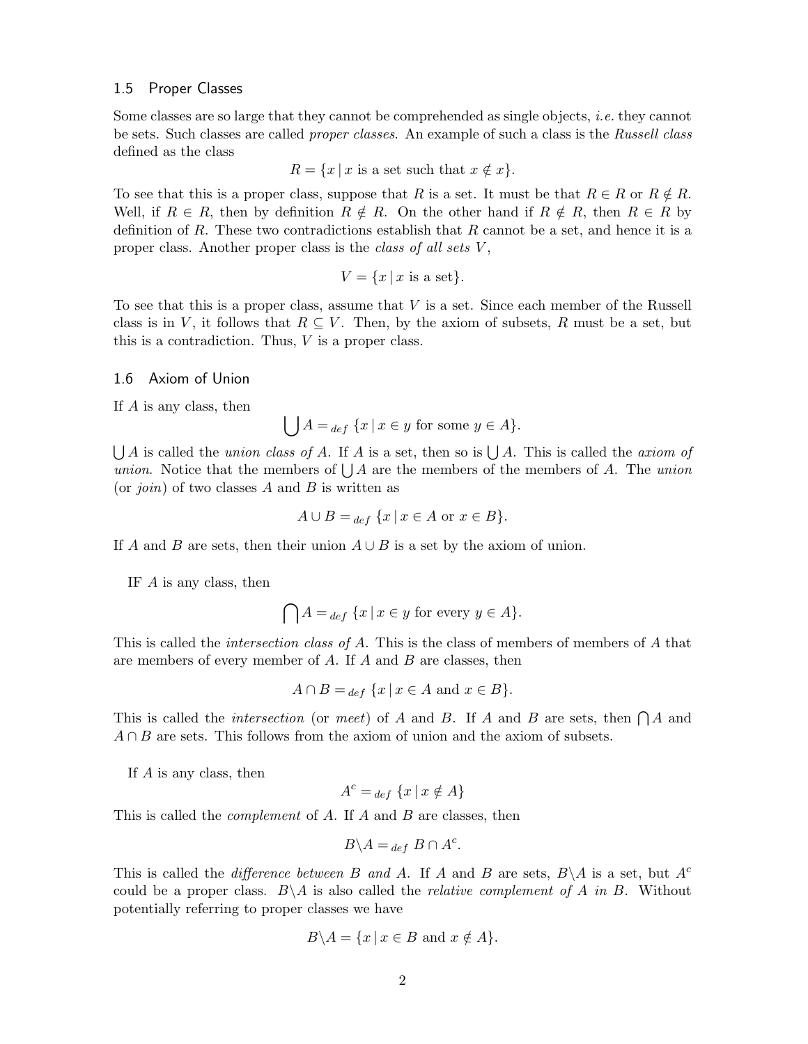### 1.5 Proper Classes

Some classes are so large that they cannot be comprehended as single objects, *i.e.* they cannot be sets. Such classes are called *proper classes*. An example of such a class is the *Russell class* defined as the class

$$R = \{x \mid x \text{ is a set such that } x \notin x\}.$$

To see that this is a proper class, suppose that $R$ is a set. It must be that $R \in R$ or $R \notin R$. Well, if $R \in R$, then by definition $R \notin R$. On the other hand if $R \notin R$, then $R \in R$ by definition of $R$. These two contradictions establish that $R$ cannot be a set, and hence it is a proper class. Another proper class is the *class of all sets* $V$,

$$V = \{x \mid x \text{ is a set}\}.$$

To see that this is a proper class, assume that $V$ is a set. Since each member of the Russell class is in $V$, it follows that $R \subseteq V$. Then, by the axiom of subsets, $R$ must be a set, but this is a contradiction. Thus, $V$ is a proper class.

### 1.6 Axiom of Union

If $A$ is any class, then

$$\bigcup A =_{def} \{x \mid x \in y \text{ for some } y \in A\}.$$

$\bigcup A$ is called the *union class of* $A$. If $A$ is a set, then so is $\bigcup A$. This is called the *axiom of union*. Notice that the members of $\bigcup A$ are the members of the members of $A$. The *union* (or *join*) of two classes $A$ and $B$ is written as

$$A \cup B =_{def} \{x \mid x \in A \text{ or } x \in B\}.$$

If $A$ and $B$ are sets, then their union $A \cup B$ is a set by the axiom of union.

IF $A$ is any class, then

$$\bigcap A =_{def} \{x \mid x \in y \text{ for every } y \in A\}.$$

This is called the *intersection class of* $A$. This is the class of members of members of $A$ that are members of every member of $A$. If $A$ and $B$ are classes, then

$$A \cap B =_{def} \{x \mid x \in A \text{ and } x \in B\}.$$

This is called the *intersection* (or *meet*) of $A$ and $B$. If $A$ and $B$ are sets, then $\bigcap A$ and $A \cap B$ are sets. This follows from the axiom of union and the axiom of subsets.

If $A$ is any class, then

$$A^c =_{def} \{x \mid x \notin A\}$$

This is called the *complement* of $A$. If $A$ and $B$ are classes, then

$$B \backslash A =_{def} B \cap A^c.$$

This is called the *difference between* $B$ *and* $A$. If $A$ and $B$ are sets, $B \backslash A$ is a set, but $A^c$ could be a proper class. $B \backslash A$ is also called the *relative complement of* $A$ *in* $B$. Without potentially referring to proper classes we have

$$B \backslash A = \{x \mid x \in B \text{ and } x \notin A\}.$$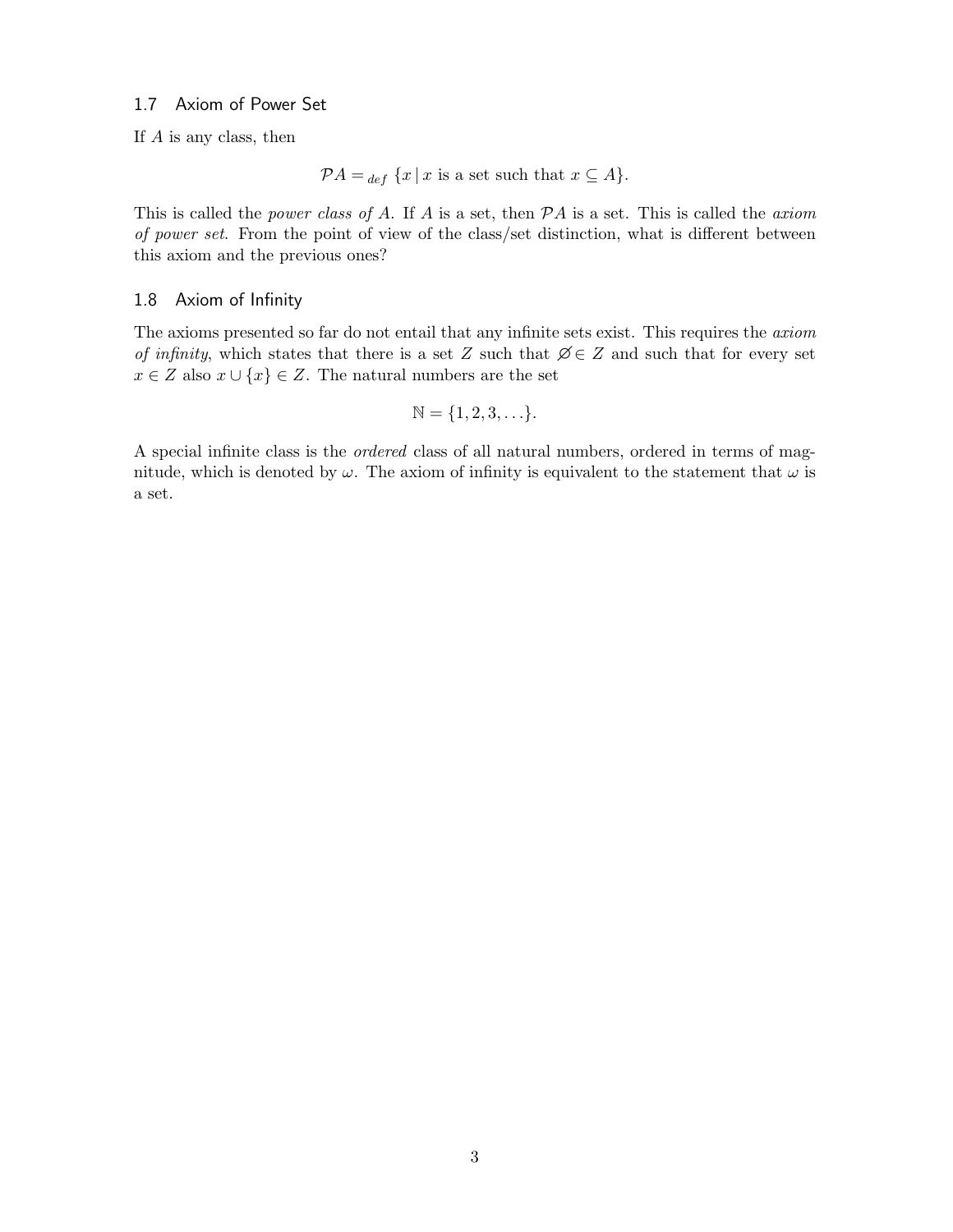## 1.7 Axiom of Power Set

If $A$ is any class, then

$$\mathcal{P}A =_{def} \{x \mid x \text{ is a set such that } x \subseteq A\}.$$

This is called the *power class of* $A$. If $A$ is a set, then $\mathcal{P}A$ is a set. This is called the *axiom of power set*. From the point of view of the class/set distinction, what is different between this axiom and the previous ones?

## 1.8 Axiom of Infinity

The axioms presented so far do not entail that any infinite sets exist. This requires the *axiom of infinity*, which states that there is a set $Z$ such that $\varnothing \in Z$ and such that for every set $x \in Z$ also $x \cup \{x\} \in Z$. The natural numbers are the set

$$\mathbb{N} = \{1, 2, 3, \ldots\}.$$

A special infinite class is the *ordered* class of all natural numbers, ordered in terms of magnitude, which is denoted by $\omega$. The axiom of infinity is equivalent to the statement that $\omega$ is a set.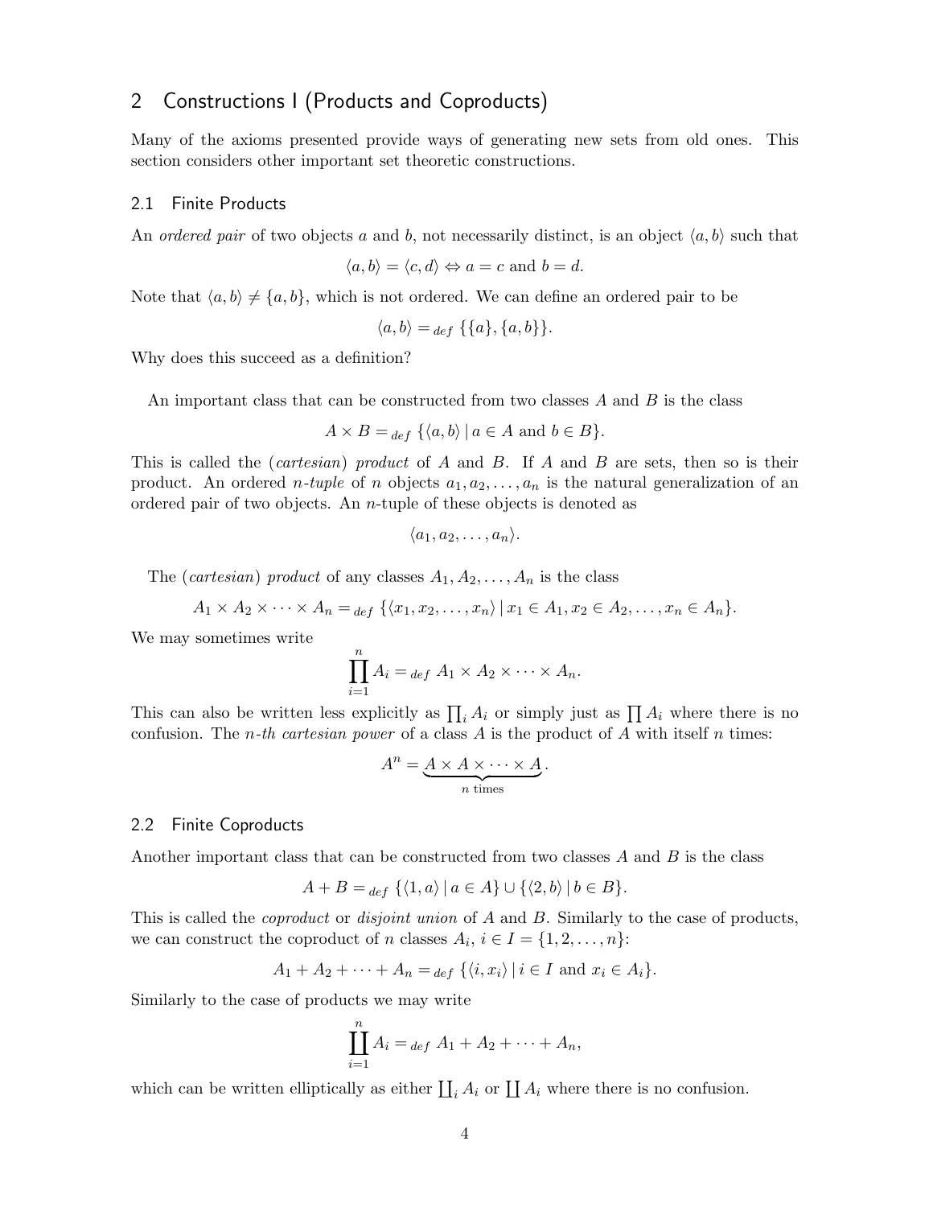## 2 Constructions I (Products and Coproducts)

Many of the axioms presented provide ways of generating new sets from old ones. This section considers other important set theoretic constructions.

### 2.1 Finite Products

An *ordered pair* of two objects $a$ and $b$, not necessarily distinct, is an object $\langle a, b\rangle$ such that

$$\langle a, b\rangle = \langle c, d\rangle \Leftrightarrow a = c \text{ and } b = d.$$

Note that $\langle a, b\rangle \neq \{a, b\}$, which is not ordered. We can define an ordered pair to be

$$\langle a, b\rangle =_{def} \{\{a\}, \{a, b\}\}.$$

Why does this succeed as a definition?

An important class that can be constructed from two classes $A$ and $B$ is the class

$$A \times B =_{def} \{\langle a, b\rangle \mid a \in A \text{ and } b \in B\}.$$

This is called the (*cartesian*) *product* of $A$ and $B$. If $A$ and $B$ are sets, then so is their product. An ordered *n-tuple* of $n$ objects $a_1, a_2, \ldots, a_n$ is the natural generalization of an ordered pair of two objects. An $n$-tuple of these objects is denoted as

$$\langle a_1, a_2, \ldots, a_n\rangle.$$

The (*cartesian*) *product* of any classes $A_1, A_2, \ldots, A_n$ is the class

$$A_1 \times A_2 \times \cdots \times A_n =_{def} \{\langle x_1, x_2, \ldots, x_n\rangle \mid x_1 \in A_1, x_2 \in A_2, \ldots, x_n \in A_n\}.$$

We may sometimes write

$$\prod_{i=1}^{n} A_i =_{def} A_1 \times A_2 \times \cdots \times A_n.$$

This can also be written less explicitly as $\prod_i A_i$ or simply just as $\prod A_i$ where there is no confusion. The *n-th cartesian power* of a class $A$ is the product of $A$ with itself $n$ times:

$$A^n = \underbrace{A \times A \times \cdots \times A}_{n \text{ times}}.$$

### 2.2 Finite Coproducts

Another important class that can be constructed from two classes $A$ and $B$ is the class

$$A + B =_{def} \{\langle 1, a\rangle \mid a \in A\} \cup \{\langle 2, b\rangle \mid b \in B\}.$$

This is called the *coproduct* or *disjoint union* of $A$ and $B$. Similarly to the case of products, we can construct the coproduct of $n$ classes $A_i$, $i \in I = \{1, 2, \ldots, n\}$:

$$A_1 + A_2 + \cdots + A_n =_{def} \{\langle i, x_i\rangle \mid i \in I \text{ and } x_i \in A_i\}.$$

Similarly to the case of products we may write

$$\coprod_{i=1}^{n} A_i =_{def} A_1 + A_2 + \cdots + A_n,$$

which can be written elliptically as either $\coprod_i A_i$ or $\coprod A_i$ where there is no confusion.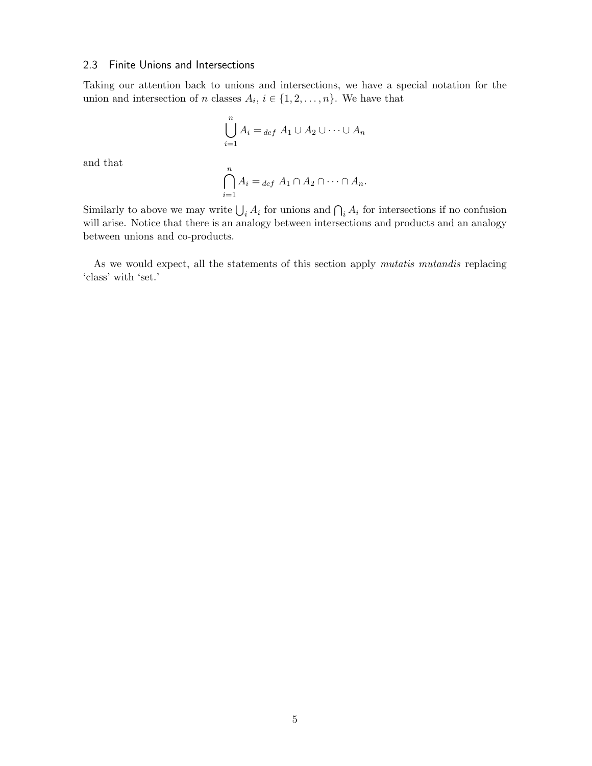### 2.3 Finite Unions and Intersections

Taking our attention back to unions and intersections, we have a special notation for the union and intersection of $n$ classes $A_i$, $i \in \{1, 2, \ldots, n\}$. We have that

$$\bigcup_{i=1}^{n} A_i =_{def} A_1 \cup A_2 \cup \cdots \cup A_n$$

and that

$$\bigcap_{i=1}^{n} A_i =_{def} A_1 \cap A_2 \cap \cdots \cap A_n.$$

Similarly to above we may write $\bigcup_i A_i$ for unions and $\bigcap_i A_i$ for intersections if no confusion will arise. Notice that there is an analogy between intersections and products and an analogy between unions and co-products.

As we would expect, all the statements of this section apply *mutatis mutandis* replacing 'class' with 'set.'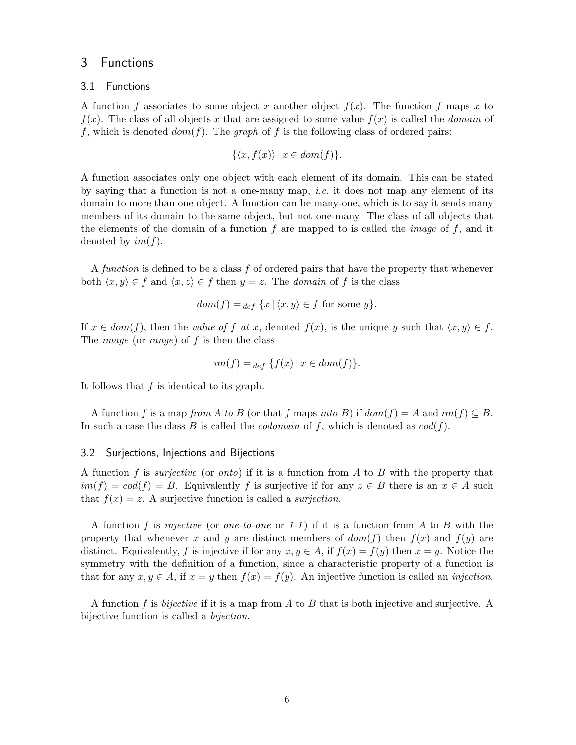# 3 Functions

## 3.1 Functions

A function $f$ associates to some object $x$ another object $f(x)$. The function $f$ maps $x$ to $f(x)$. The class of all objects $x$ that are assigned to some value $f(x)$ is called the *domain* of $f$, which is denoted $dom(f)$. The *graph* of $f$ is the following class of ordered pairs:

$$\{\langle x, f(x)\rangle \mid x \in dom(f)\}.$$

A function associates only one object with each element of its domain. This can be stated by saying that a function is not a one-many map, *i.e.* it does not map any element of its domain to more than one object. A function can be many-one, which is to say it sends many members of its domain to the same object, but not one-many. The class of all objects that the elements of the domain of a function $f$ are mapped to is called the *image* of $f$, and it denoted by $im(f)$.

A *function* is defined to be a class $f$ of ordered pairs that have the property that whenever both $\langle x, y\rangle \in f$ and $\langle x, z\rangle \in f$ then $y = z$. The *domain* of $f$ is the class

$$dom(f) =_{def} \{x \mid \langle x, y\rangle \in f \text{ for some } y\}.$$

If $x \in dom(f)$, then the *value of $f$ at $x$*, denoted $f(x)$, is the unique $y$ such that $\langle x, y\rangle \in f$. The *image* (or *range*) of $f$ is then the class

$$im(f) =_{def} \{f(x) \mid x \in dom(f)\}.$$

It follows that $f$ is identical to its graph.

A function $f$ is a map *from $A$ to $B$* (or that $f$ maps *into $B$*) if $dom(f) = A$ and $im(f) \subseteq B$. In such a case the class $B$ is called the *codomain* of $f$, which is denoted as $cod(f)$.

## 3.2 Surjections, Injections and Bijections

A function $f$ is *surjective* (or *onto*) if it is a function from $A$ to $B$ with the property that $im(f) = cod(f) = B$. Equivalently $f$ is surjective if for any $z \in B$ there is an $x \in A$ such that $f(x) = z$. A surjective function is called a *surjection*.

A function $f$ is *injective* (or *one-to-one* or *1-1*) if it is a function from $A$ to $B$ with the property that whenever $x$ and $y$ are distinct members of $dom(f)$ then $f(x)$ and $f(y)$ are distinct. Equivalently, $f$ is injective if for any $x, y \in A$, if $f(x) = f(y)$ then $x = y$. Notice the symmetry with the definition of a function, since a characteristic property of a function is that for any $x, y \in A$, if $x = y$ then $f(x) = f(y)$. An injective function is called an *injection*.

A function $f$ is *bijective* if it is a map from $A$ to $B$ that is both injective and surjective. A bijective function is called a *bijection*.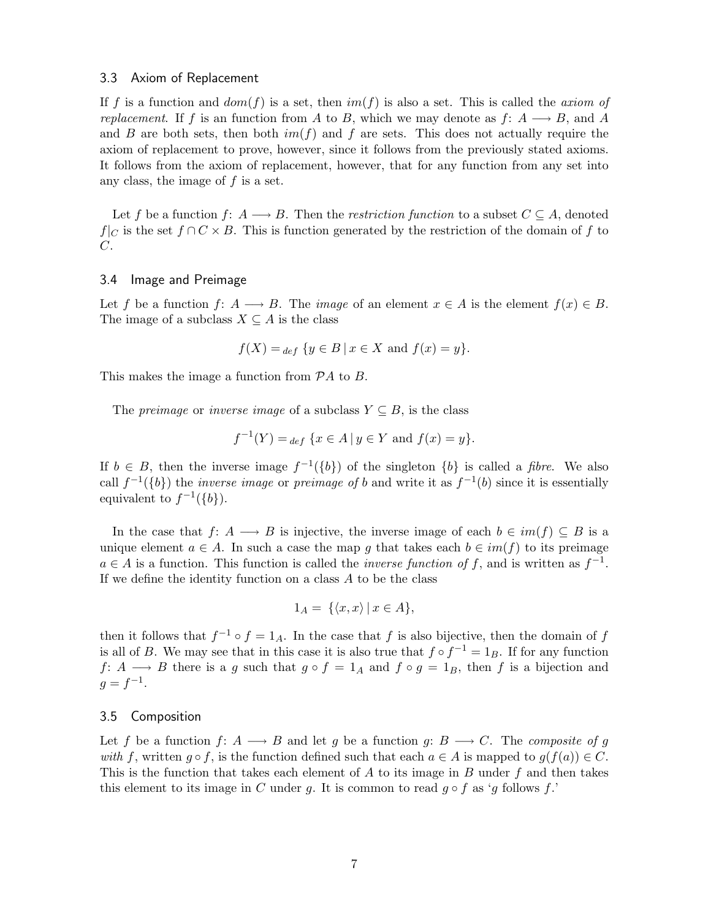### 3.3 Axiom of Replacement

If $f$ is a function and $dom(f)$ is a set, then $im(f)$ is also a set. This is called the *axiom of replacement*. If $f$ is an function from $A$ to $B$, which we may denote as $f\colon A \longrightarrow B$, and $A$ and $B$ are both sets, then both $im(f)$ and $f$ are sets. This does not actually require the axiom of replacement to prove, however, since it follows from the previously stated axioms. It follows from the axiom of replacement, however, that for any function from any set into any class, the image of $f$ is a set.

Let $f$ be a function $f\colon A \longrightarrow B$. Then the *restriction function* to a subset $C \subseteq A$, denoted $f|_C$ is the set $f \cap C \times B$. This is function generated by the restriction of the domain of $f$ to $C$.

### 3.4 Image and Preimage

Let $f$ be a function $f\colon A \longrightarrow B$. The *image* of an element $x \in A$ is the element $f(x) \in B$. The image of a subclass $X \subseteq A$ is the class

$$f(X) =_{def} \{y \in B \mid x \in X \text{ and } f(x) = y\}.$$

This makes the image a function from $\mathcal{P}A$ to $B$.

The *preimage* or *inverse image* of a subclass $Y \subseteq B$, is the class

$$f^{-1}(Y) =_{def} \{x \in A \mid y \in Y \text{ and } f(x) = y\}.$$

If $b \in B$, then the inverse image $f^{-1}(\{b\})$ of the singleton $\{b\}$ is called a *fibre*. We also call $f^{-1}(\{b\})$ the *inverse image* or *preimage of* $b$ and write it as $f^{-1}(b)$ since it is essentially equivalent to $f^{-1}(\{b\})$.

In the case that $f\colon A \longrightarrow B$ is injective, the inverse image of each $b \in im(f) \subseteq B$ is a unique element $a \in A$. In such a case the map $g$ that takes each $b \in im(f)$ to its preimage $a \in A$ is a function. This function is called the *inverse function of* $f$, and is written as $f^{-1}$. If we define the identity function on a class $A$ to be the class

$$1_A = \{\langle x, x\rangle \mid x \in A\},$$

then it follows that $f^{-1} \circ f = 1_A$. In the case that $f$ is also bijective, then the domain of $f$ is all of $B$. We may see that in this case it is also true that $f \circ f^{-1} = 1_B$. If for any function $f\colon A \longrightarrow B$ there is a $g$ such that $g \circ f = 1_A$ and $f \circ g = 1_B$, then $f$ is a bijection and $g = f^{-1}$.

### 3.5 Composition

Let $f$ be a function $f\colon A \longrightarrow B$ and let $g$ be a function $g\colon B \longrightarrow C$. The *composite of* $g$ *with* $f$, written $g \circ f$, is the function defined such that each $a \in A$ is mapped to $g(f(a)) \in C$. This is the function that takes each element of $A$ to its image in $B$ under $f$ and then takes this element to its image in $C$ under $g$. It is common to read $g \circ f$ as '$g$ follows $f$.'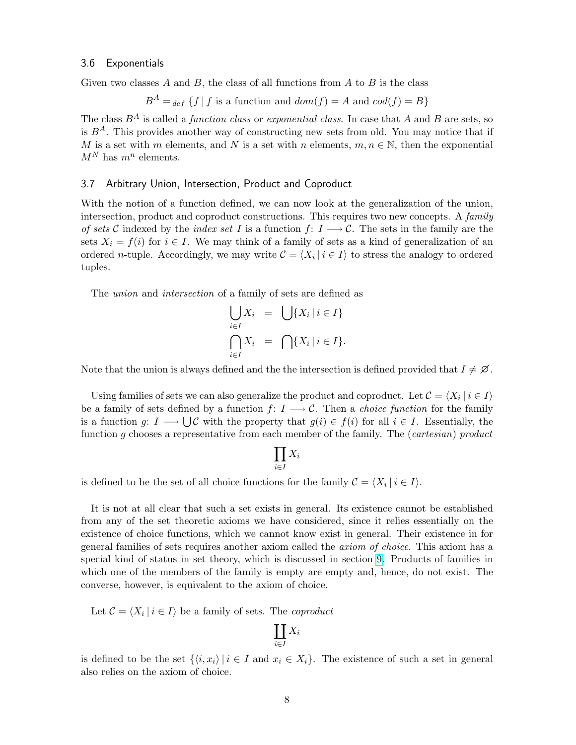### 3.6 Exponentials

Given two classes $A$ and $B$, the class of all functions from $A$ to $B$ is the class

$$B^A =_{def} \{f \mid f \text{ is a function and } dom(f) = A \text{ and } cod(f) = B\}$$

The class $B^A$ is called a *function class* or *exponential class*. In case that $A$ and $B$ are sets, so is $B^A$. This provides another way of constructing new sets from old. You may notice that if $M$ is a set with $m$ elements, and $N$ is a set with $n$ elements, $m, n \in \mathbb{N}$, then the exponential $M^N$ has $m^n$ elements.

### 3.7 Arbitrary Union, Intersection, Product and Coproduct

With the notion of a function defined, we can now look at the generalization of the union, intersection, product and coproduct constructions. This requires two new concepts. A *family of sets* $\mathcal{C}$ indexed by the *index set* $I$ is a function $f\colon I \longrightarrow \mathcal{C}$. The sets in the family are the sets $X_i = f(i)$ for $i \in I$. We may think of a family of sets as a kind of generalization of an ordered $n$-tuple. Accordingly, we may write $\mathcal{C} = \langle X_i \mid i \in I\rangle$ to stress the analogy to ordered tuples.

The *union* and *intersection* of a family of sets are defined as

$$\begin{aligned}
\bigcup_{i\in I} X_i &= \bigcup\{X_i \mid i \in I\} \\
\bigcap_{i\in I} X_i &= \bigcap\{X_i \mid i \in I\}.
\end{aligned}$$

Note that the union is always defined and the the intersection is defined provided that $I \neq \varnothing$.

Using families of sets we can also generalize the product and coproduct. Let $\mathcal{C} = \langle X_i \mid i \in I\rangle$ be a family of sets defined by a function $f\colon I \longrightarrow \mathcal{C}$. Then a *choice function* for the family is a function $g\colon I \longrightarrow \bigcup\mathcal{C}$ with the property that $g(i) \in f(i)$ for all $i \in I$. Essentially, the function $g$ chooses a representative from each member of the family. The (*cartesian*) *product*

$$\prod_{i\in I} X_i$$

is defined to be the set of all choice functions for the family $\mathcal{C} = \langle X_i \mid i \in I\rangle$.

It is not at all clear that such a set exists in general. Its existence cannot be established from any of the set theoretic axioms we have considered, since it relies essentially on the existence of choice functions, which we cannot know exist in general. Their existence in for general families of sets requires another axiom called the *axiom of choice*. This axiom has a special kind of status in set theory, which is discussed in section 9. Products of families in which one of the members of the family is empty are empty and, hence, do not exist. The converse, however, is equivalent to the axiom of choice.

Let $\mathcal{C} = \langle X_i \mid i \in I\rangle$ be a family of sets. The *coproduct*

$$\coprod_{i\in I} X_i$$

is defined to be the set $\{\langle i, x_i\rangle \mid i \in I \text{ and } x_i \in X_i\}$. The existence of such a set in general also relies on the axiom of choice.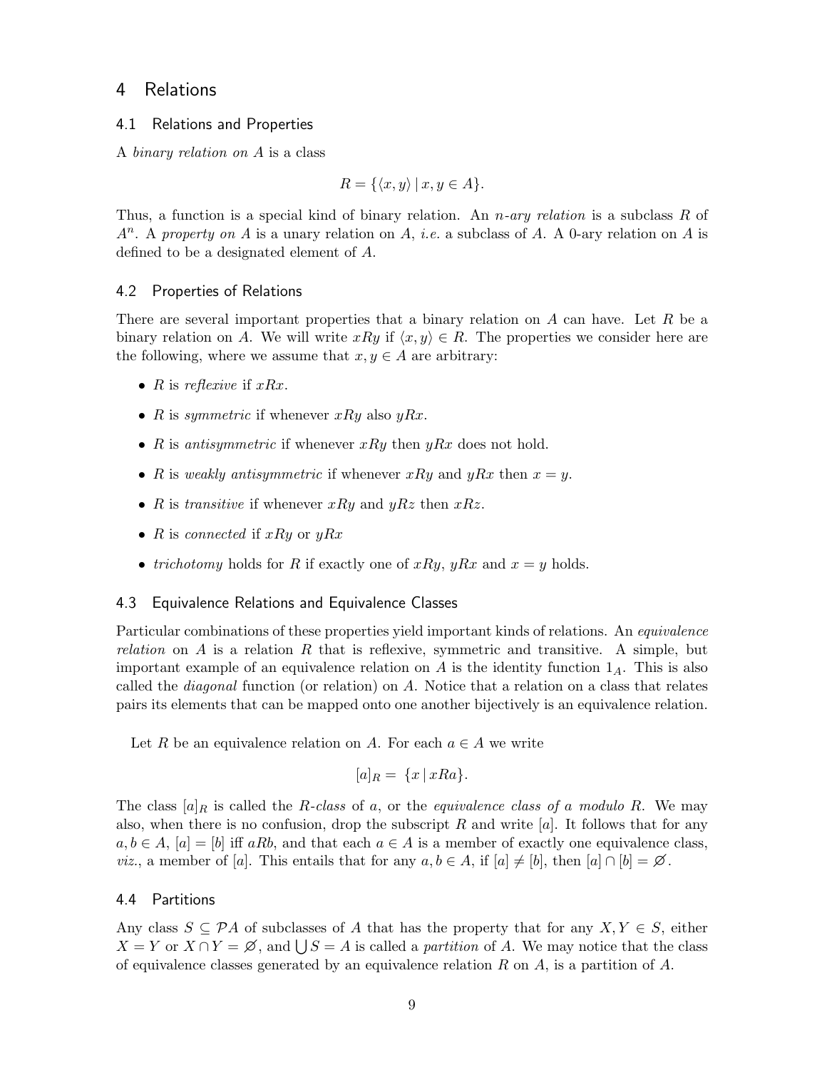# 4 Relations

## 4.1 Relations and Properties

A *binary relation on A* is a class

$$R = \{\langle x, y\rangle \mid x, y \in A\}.$$

Thus, a function is a special kind of binary relation. An *n-ary relation* is a subclass $R$ of $A^n$. A *property on A* is a unary relation on $A$, *i.e.* a subclass of $A$. A 0-ary relation on $A$ is defined to be a designated element of $A$.

## 4.2 Properties of Relations

There are several important properties that a binary relation on $A$ can have. Let $R$ be a binary relation on $A$. We will write $xRy$ if $\langle x, y\rangle \in R$. The properties we consider here are the following, where we assume that $x, y \in A$ are arbitrary:

- $R$ is *reflexive* if $xRx$.
- $R$ is *symmetric* if whenever $xRy$ also $yRx$.
- $R$ is *antisymmetric* if whenever $xRy$ then $yRx$ does not hold.
- $R$ is *weakly antisymmetric* if whenever $xRy$ and $yRx$ then $x = y$.
- $R$ is *transitive* if whenever $xRy$ and $yRz$ then $xRz$.
- $R$ is *connected* if $xRy$ or $yRx$
- *trichotomy* holds for $R$ if exactly one of $xRy$, $yRx$ and $x = y$ holds.

## 4.3 Equivalence Relations and Equivalence Classes

Particular combinations of these properties yield important kinds of relations. An *equivalence relation* on $A$ is a relation $R$ that is reflexive, symmetric and transitive. A simple, but important example of an equivalence relation on $A$ is the identity function $1_A$. This is also called the *diagonal* function (or relation) on $A$. Notice that a relation on a class that relates pairs its elements that can be mapped onto one another bijectively is an equivalence relation.

Let $R$ be an equivalence relation on $A$. For each $a \in A$ we write

$$[a]_R = \{x \mid xRa\}.$$

The class $[a]_R$ is called the *R-class* of $a$, or the *equivalence class of a modulo R*. We may also, when there is no confusion, drop the subscript $R$ and write $[a]$. It follows that for any $a, b \in A$, $[a] = [b]$ iff $aRb$, and that each $a \in A$ is a member of exactly one equivalence class, *viz.*, a member of $[a]$. This entails that for any $a, b \in A$, if $[a] \neq [b]$, then $[a] \cap [b] = \varnothing$.

## 4.4 Partitions

Any class $S \subseteq \mathcal{P}A$ of subclasses of $A$ that has the property that for any $X, Y \in S$, either $X = Y$ or $X \cap Y = \varnothing$, and $\bigcup S = A$ is called a *partition* of $A$. We may notice that the class of equivalence classes generated by an equivalence relation $R$ on $A$, is a partition of $A$.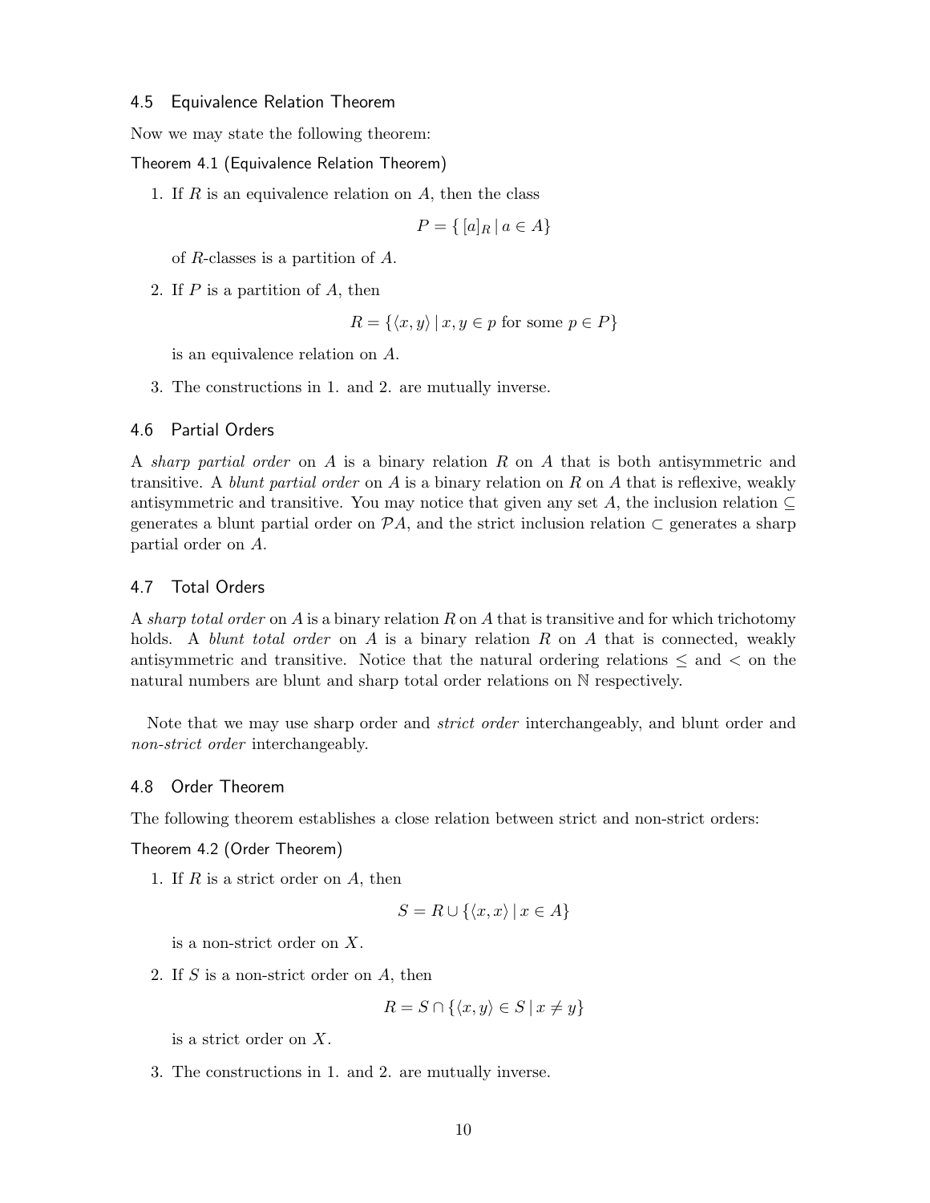## 4.5 Equivalence Relation Theorem

Now we may state the following theorem:

**Theorem 4.1 (Equivalence Relation Theorem)**

1. If $R$ is an equivalence relation on $A$, then the class

$$P = \{\, [a]_R \mid a \in A\}$$

   of $R$-classes is a partition of $A$.

2. If $P$ is a partition of $A$, then

$$R = \{\langle x, y\rangle \mid x, y \in p \text{ for some } p \in P\}$$

   is an equivalence relation on $A$.

3. The constructions in 1. and 2. are mutually inverse.

## 4.6 Partial Orders

A *sharp partial order* on $A$ is a binary relation $R$ on $A$ that is both antisymmetric and transitive. A *blunt partial order* on $A$ is a binary relation on $R$ on $A$ that is reflexive, weakly antisymmetric and transitive. You may notice that given any set $A$, the inclusion relation $\subseteq$ generates a blunt partial order on $\mathcal{P}A$, and the strict inclusion relation $\subset$ generates a sharp partial order on $A$.

## 4.7 Total Orders

A *sharp total order* on $A$ is a binary relation $R$ on $A$ that is transitive and for which trichotomy holds. A *blunt total order* on $A$ is a binary relation $R$ on $A$ that is connected, weakly antisymmetric and transitive. Notice that the natural ordering relations $\leq$ and $<$ on the natural numbers are blunt and sharp total order relations on $\mathbb{N}$ respectively.

Note that we may use sharp order and *strict order* interchangeably, and blunt order and *non-strict order* interchangeably.

## 4.8 Order Theorem

The following theorem establishes a close relation between strict and non-strict orders:

**Theorem 4.2 (Order Theorem)**

1. If $R$ is a strict order on $A$, then

$$S = R \cup \{\langle x, x\rangle \mid x \in A\}$$

   is a non-strict order on $X$.

2. If $S$ is a non-strict order on $A$, then

$$R = S \cap \{\langle x, y\rangle \in S \mid x \neq y\}$$

   is a strict order on $X$.

3. The constructions in 1. and 2. are mutually inverse.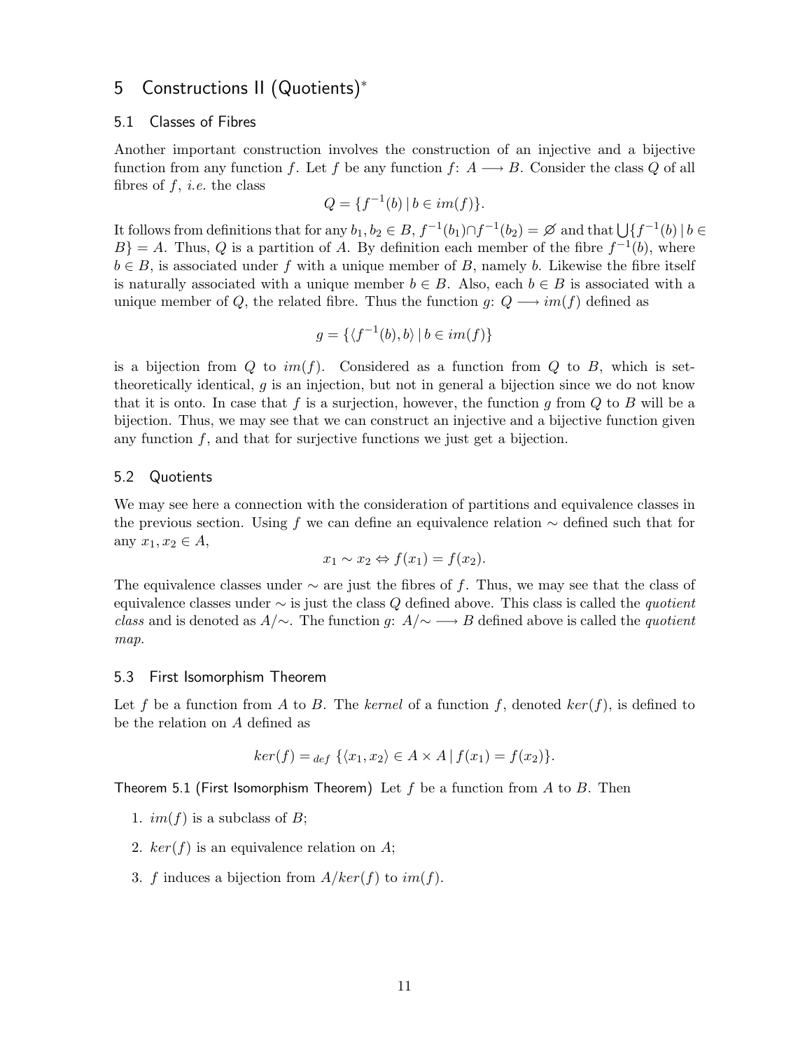## 5 Constructions II (Quotients)*

### 5.1 Classes of Fibres

Another important construction involves the construction of an injective and a bijective function from any function $f$. Let $f$ be any function $f\colon A \longrightarrow B$. Consider the class $Q$ of all fibres of $f$, *i.e.* the class

$$Q = \{f^{-1}(b) \mid b \in im(f)\}.$$

It follows from definitions that for any $b_1, b_2 \in B$, $f^{-1}(b_1) \cap f^{-1}(b_2) = \varnothing$ and that $\bigcup\{f^{-1}(b) \mid b \in B\} = A$. Thus, $Q$ is a partition of $A$. By definition each member of the fibre $f^{-1}(b)$, where $b \in B$, is associated under $f$ with a unique member of $B$, namely $b$. Likewise the fibre itself is naturally associated with a unique member $b \in B$. Also, each $b \in B$ is associated with a unique member of $Q$, the related fibre. Thus the function $g\colon Q \longrightarrow im(f)$ defined as

$$g = \{\langle f^{-1}(b), b\rangle \mid b \in im(f)\}$$

is a bijection from $Q$ to $im(f)$. Considered as a function from $Q$ to $B$, which is set-theoretically identical, $g$ is an injection, but not in general a bijection since we do not know that it is onto. In case that $f$ is a surjection, however, the function $g$ from $Q$ to $B$ will be a bijection. Thus, we may see that we can construct an injective and a bijective function given any function $f$, and that for surjective functions we just get a bijection.

### 5.2 Quotients

We may see here a connection with the consideration of partitions and equivalence classes in the previous section. Using $f$ we can define an equivalence relation $\sim$ defined such that for any $x_1, x_2 \in A$,

$$x_1 \sim x_2 \Leftrightarrow f(x_1) = f(x_2).$$

The equivalence classes under $\sim$ are just the fibres of $f$. Thus, we may see that the class of equivalence classes under $\sim$ is just the class $Q$ defined above. This class is called the *quotient class* and is denoted as $A/{\sim}$. The function $g\colon A/{\sim} \longrightarrow B$ defined above is called the *quotient map*.

### 5.3 First Isomorphism Theorem

Let $f$ be a function from $A$ to $B$. The *kernel* of a function $f$, denoted $ker(f)$, is defined to be the relation on $A$ defined as

$$ker(f) =_{def} \{\langle x_1, x_2\rangle \in A \times A \mid f(x_1) = f(x_2)\}.$$

Theorem 5.1 (First Isomorphism Theorem) Let $f$ be a function from $A$ to $B$. Then

1. $im(f)$ is a subclass of $B$;
2. $ker(f)$ is an equivalence relation on $A$;
3. $f$ induces a bijection from $A/ker(f)$ to $im(f)$.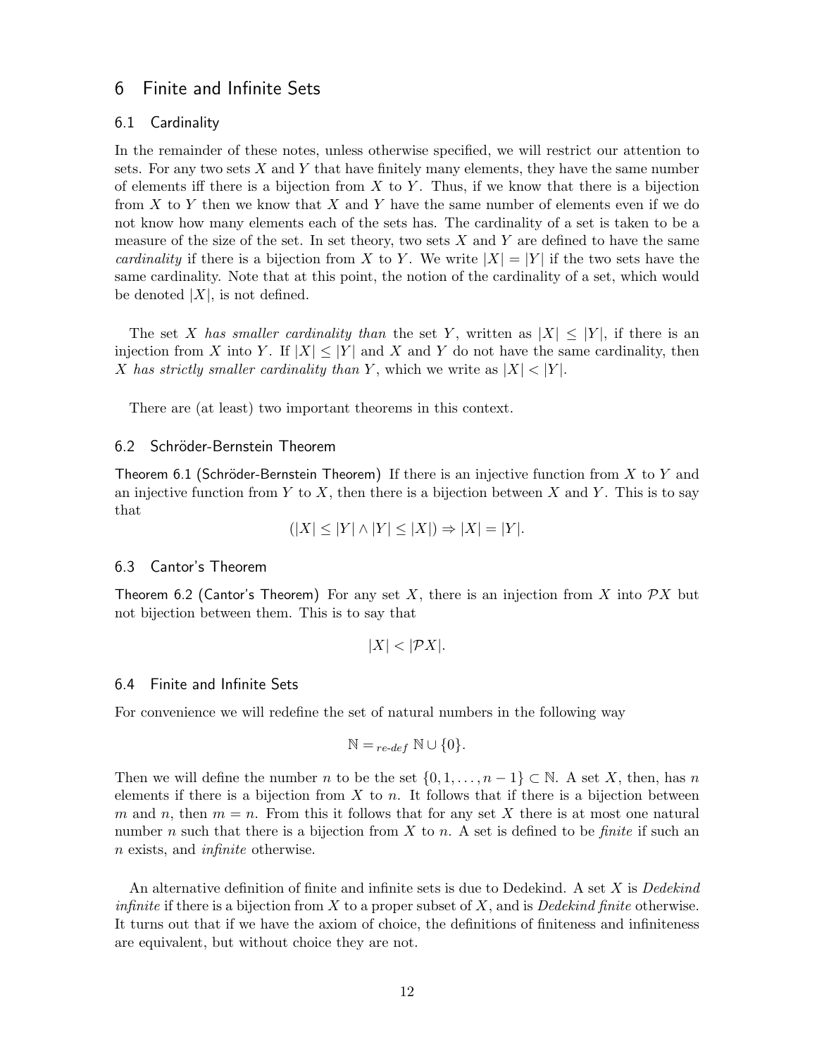# 6 Finite and Infinite Sets

## 6.1 Cardinality

In the remainder of these notes, unless otherwise specified, we will restrict our attention to sets. For any two sets $X$ and $Y$ that have finitely many elements, they have the same number of elements iff there is a bijection from $X$ to $Y$. Thus, if we know that there is a bijection from $X$ to $Y$ then we know that $X$ and $Y$ have the same number of elements even if we do not know how many elements each of the sets has. The cardinality of a set is taken to be a measure of the size of the set. In set theory, two sets $X$ and $Y$ are defined to have the same *cardinality* if there is a bijection from $X$ to $Y$. We write $|X| = |Y|$ if the two sets have the same cardinality. Note that at this point, the notion of the cardinality of a set, which would be denoted $|X|$, is not defined.

The set $X$ *has smaller cardinality than* the set $Y$, written as $|X| \leq |Y|$, if there is an injection from $X$ into $Y$. If $|X| \leq |Y|$ and $X$ and $Y$ do not have the same cardinality, then $X$ *has strictly smaller cardinality than* $Y$, which we write as $|X| < |Y|$.

There are (at least) two important theorems in this context.

## 6.2 Schröder-Bernstein Theorem

Theorem 6.1 (Schröder-Bernstein Theorem) If there is an injective function from $X$ to $Y$ and an injective function from $Y$ to $X$, then there is a bijection between $X$ and $Y$. This is to say that

$$(|X| \leq |Y| \wedge |Y| \leq |X|) \Rightarrow |X| = |Y|.$$

## 6.3 Cantor's Theorem

Theorem 6.2 (Cantor's Theorem) For any set $X$, there is an injection from $X$ into $\mathcal{P}X$ but not bijection between them. This is to say that

$$|X| < |\mathcal{P}X|.$$

## 6.4 Finite and Infinite Sets

For convenience we will redefine the set of natural numbers in the following way

$$\mathbb{N} =_{re\text{-}def} \mathbb{N} \cup \{0\}.$$

Then we will define the number $n$ to be the set $\{0, 1, \ldots, n-1\} \subset \mathbb{N}$. A set $X$, then, has $n$ elements if there is a bijection from $X$ to $n$. It follows that if there is a bijection between $m$ and $n$, then $m = n$. From this it follows that for any set $X$ there is at most one natural number $n$ such that there is a bijection from $X$ to $n$. A set is defined to be *finite* if such an $n$ exists, and *infinite* otherwise.

An alternative definition of finite and infinite sets is due to Dedekind. A set $X$ is *Dedekind infinite* if there is a bijection from $X$ to a proper subset of $X$, and is *Dedekind finite* otherwise. It turns out that if we have the axiom of choice, the definitions of finiteness and infiniteness are equivalent, but without choice they are not.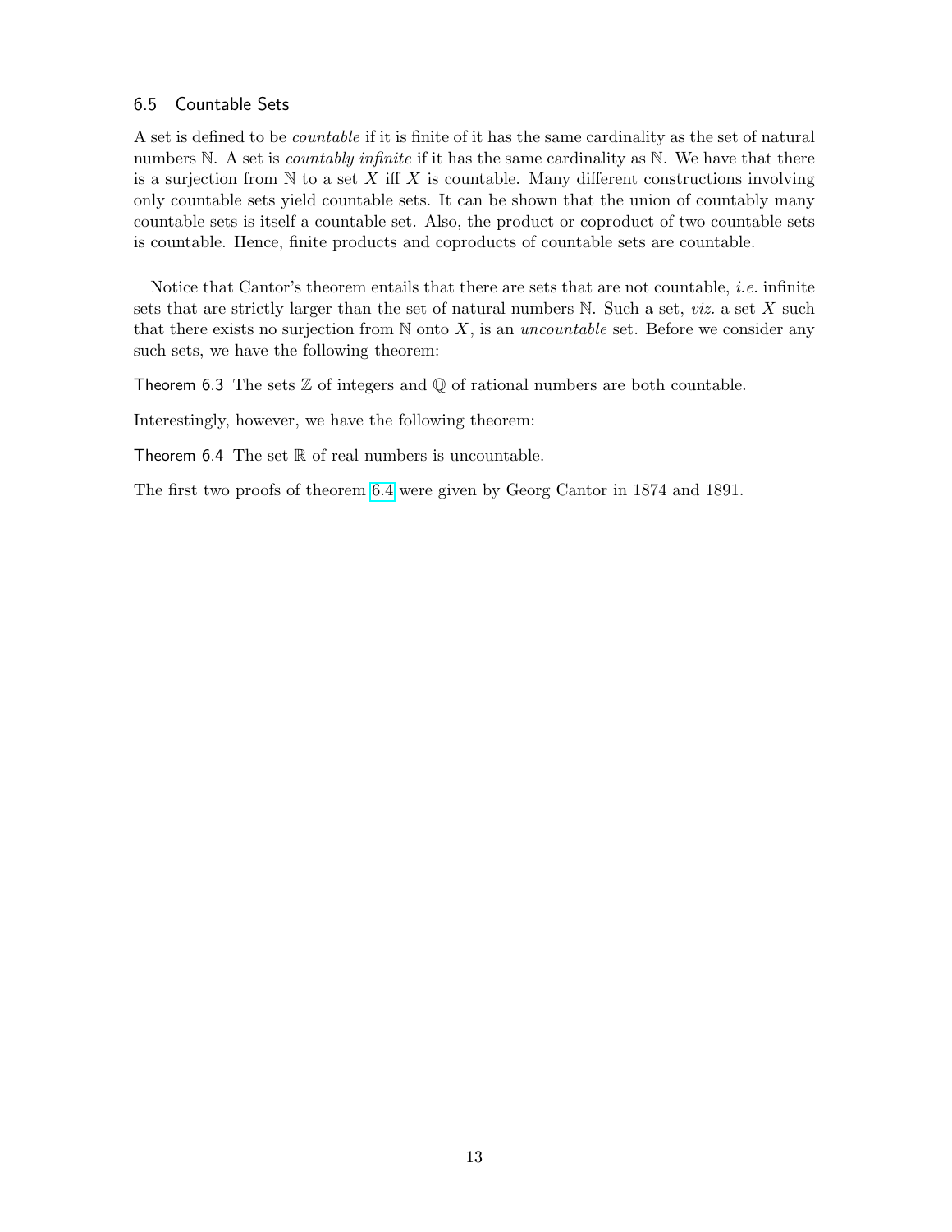### 6.5 Countable Sets

A set is defined to be *countable* if it is finite of it has the same cardinality as the set of natural numbers $\mathbb{N}$. A set is *countably infinite* if it has the same cardinality as $\mathbb{N}$. We have that there is a surjection from $\mathbb{N}$ to a set $X$ iff $X$ is countable. Many different constructions involving only countable sets yield countable sets. It can be shown that the union of countably many countable sets is itself a countable set. Also, the product or coproduct of two countable sets is countable. Hence, finite products and coproducts of countable sets are countable.

Notice that Cantor's theorem entails that there are sets that are not countable, *i.e.* infinite sets that are strictly larger than the set of natural numbers $\mathbb{N}$. Such a set, *viz.* a set $X$ such that there exists no surjection from $\mathbb{N}$ onto $X$, is an *uncountable* set. Before we consider any such sets, we have the following theorem:

**Theorem 6.3** The sets $\mathbb{Z}$ of integers and $\mathbb{Q}$ of rational numbers are both countable.

Interestingly, however, we have the following theorem:

**Theorem 6.4** The set $\mathbb{R}$ of real numbers is uncountable.

The first two proofs of theorem 6.4 were given by Georg Cantor in 1874 and 1891.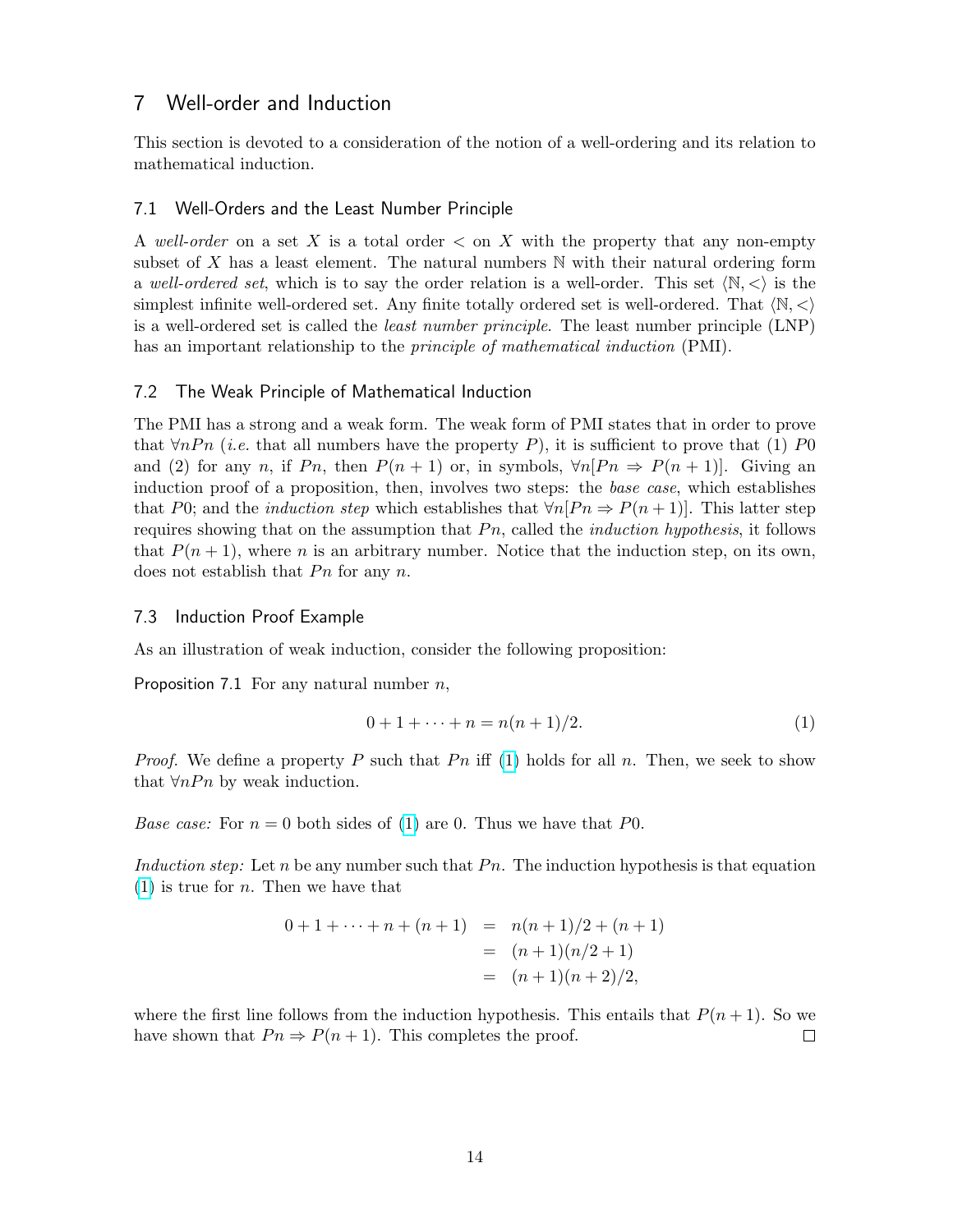## 7 Well-order and Induction

This section is devoted to a consideration of the notion of a well-ordering and its relation to mathematical induction.

### 7.1 Well-Orders and the Least Number Principle

A *well-order* on a set $X$ is a total order $<$ on $X$ with the property that any non-empty subset of $X$ has a least element. The natural numbers $\mathbb{N}$ with their natural ordering form a *well-ordered set*, which is to say the order relation is a well-order. This set $\langle \mathbb{N}, < \rangle$ is the simplest infinite well-ordered set. Any finite totally ordered set is well-ordered. That $\langle \mathbb{N}, < \rangle$ is a well-ordered set is called the *least number principle*. The least number principle (LNP) has an important relationship to the *principle of mathematical induction* (PMI).

### 7.2 The Weak Principle of Mathematical Induction

The PMI has a strong and a weak form. The weak form of PMI states that in order to prove that $\forall n Pn$ (*i.e.* that all numbers have the property $P$), it is sufficient to prove that (1) $P0$ and (2) for any $n$, if $Pn$, then $P(n+1)$ or, in symbols, $\forall n[Pn \Rightarrow P(n+1)]$. Giving an induction proof of a proposition, then, involves two steps: the *base case*, which establishes that $P0$; and the *induction step* which establishes that $\forall n[Pn \Rightarrow P(n+1)]$. This latter step requires showing that on the assumption that $Pn$, called the *induction hypothesis*, it follows that $P(n+1)$, where $n$ is an arbitrary number. Notice that the induction step, on its own, does not establish that $Pn$ for any $n$.

### 7.3 Induction Proof Example

As an illustration of weak induction, consider the following proposition:

**Proposition 7.1** For any natural number $n$,

$$0 + 1 + \cdots + n = n(n+1)/2. \tag{1}$$

*Proof.* We define a property $P$ such that $Pn$ iff (1) holds for all $n$. Then, we seek to show that $\forall n Pn$ by weak induction.

*Base case:* For $n = 0$ both sides of (1) are 0. Thus we have that $P0$.

*Induction step:* Let $n$ be any number such that $Pn$. The induction hypothesis is that equation (1) is true for $n$. Then we have that

$$\begin{aligned} 0 + 1 + \cdots + n + (n+1) &= n(n+1)/2 + (n+1) \\ &= (n+1)(n/2+1) \\ &= (n+1)(n+2)/2, \end{aligned}$$

where the first line follows from the induction hypothesis. This entails that $P(n+1)$. So we have shown that $Pn \Rightarrow P(n+1)$. This completes the proof. □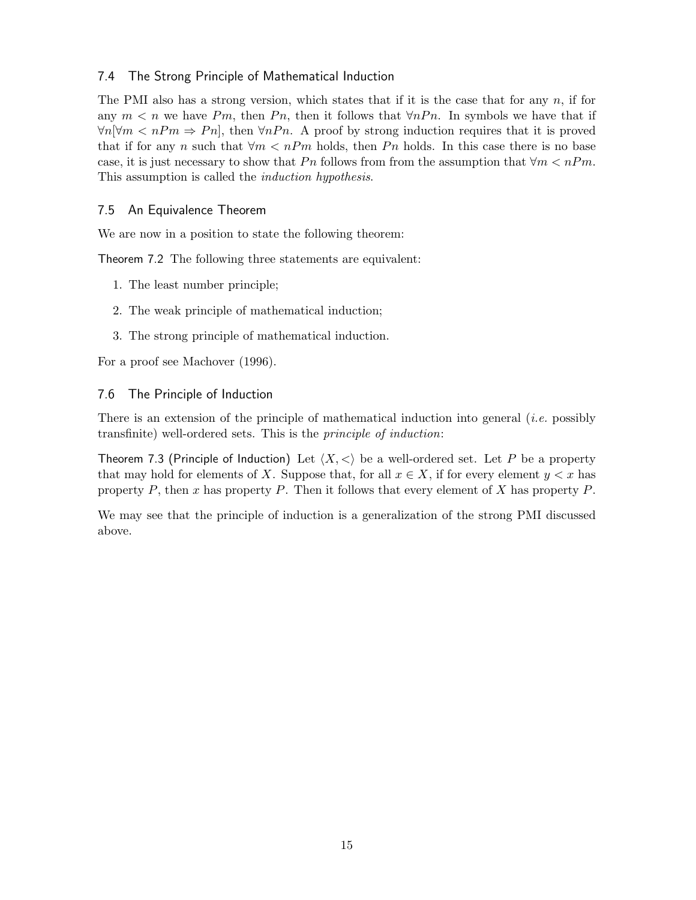### 7.4 The Strong Principle of Mathematical Induction

The PMI also has a strong version, which states that if it is the case that for any $n$, if for any $m < n$ we have $Pm$, then $Pn$, then it follows that $\forall n Pn$. In symbols we have that if $\forall n[\forall m < n Pm \Rightarrow Pn]$, then $\forall n Pn$. A proof by strong induction requires that it is proved that if for any $n$ such that $\forall m < n Pm$ holds, then $Pn$ holds. In this case there is no base case, it is just necessary to show that $Pn$ follows from from the assumption that $\forall m < n Pm$. This assumption is called the *induction hypothesis*.

### 7.5 An Equivalence Theorem

We are now in a position to state the following theorem:

Theorem 7.2 The following three statements are equivalent:

1. The least number principle;
2. The weak principle of mathematical induction;
3. The strong principle of mathematical induction.

For a proof see Machover (1996).

### 7.6 The Principle of Induction

There is an extension of the principle of mathematical induction into general (*i.e.* possibly transfinite) well-ordered sets. This is the *principle of induction*:

Theorem 7.3 (Principle of Induction) Let $\langle X, < \rangle$ be a well-ordered set. Let $P$ be a property that may hold for elements of $X$. Suppose that, for all $x \in X$, if for every element $y < x$ has property $P$, then $x$ has property $P$. Then it follows that every element of $X$ has property $P$.

We may see that the principle of induction is a generalization of the strong PMI discussed above.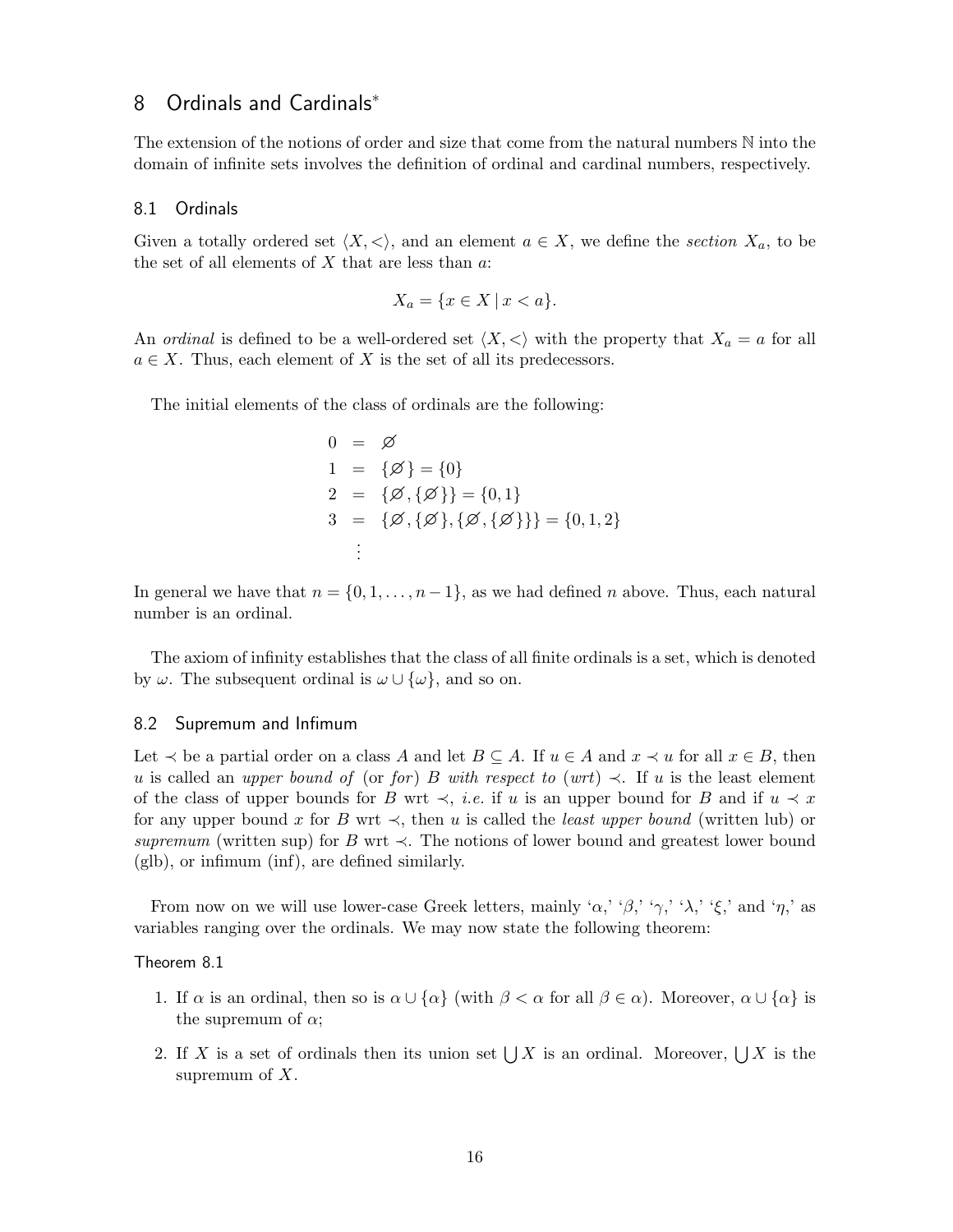## 8 Ordinals and Cardinals*

The extension of the notions of order and size that come from the natural numbers $\mathbb{N}$ into the domain of infinite sets involves the definition of ordinal and cardinal numbers, respectively.

### 8.1 Ordinals

Given a totally ordered set $\langle X, < \rangle$, and an element $a \in X$, we define the *section* $X_a$, to be the set of all elements of $X$ that are less than $a$:

$$X_a = \{x \in X \mid x < a\}.$$

An *ordinal* is defined to be a well-ordered set $\langle X, < \rangle$ with the property that $X_a = a$ for all $a \in X$. Thus, each element of $X$ is the set of all its predecessors.

The initial elements of the class of ordinals are the following:

$$\begin{aligned} 0 &= \varnothing \\ 1 &= \{\varnothing\} = \{0\} \\ 2 &= \{\varnothing, \{\varnothing\}\} = \{0, 1\} \\ 3 &= \{\varnothing, \{\varnothing\}, \{\varnothing, \{\varnothing\}\}\} = \{0, 1, 2\} \\ &\vdots \end{aligned}$$

In general we have that $n = \{0, 1, \ldots, n-1\}$, as we had defined $n$ above. Thus, each natural number is an ordinal.

The axiom of infinity establishes that the class of all finite ordinals is a set, which is denoted by $\omega$. The subsequent ordinal is $\omega \cup \{\omega\}$, and so on.

### 8.2 Supremum and Infimum

Let $\prec$ be a partial order on a class $A$ and let $B \subseteq A$. If $u \in A$ and $x \prec u$ for all $x \in B$, then $u$ is called an *upper bound of* (or *for*) $B$ *with respect to* (*wrt*) $\prec$. If $u$ is the least element of the class of upper bounds for $B$ wrt $\prec$, *i.e.* if $u$ is an upper bound for $B$ and if $u \prec x$ for any upper bound $x$ for $B$ wrt $\prec$, then $u$ is called the *least upper bound* (written lub) or *supremum* (written sup) for $B$ wrt $\prec$. The notions of lower bound and greatest lower bound (glb), or infimum (inf), are defined similarly.

From now on we will use lower-case Greek letters, mainly '$\alpha$,' '$\beta$,' '$\gamma$,' '$\lambda$,' '$\xi$,' and '$\eta$,' as variables ranging over the ordinals. We may now state the following theorem:

**Theorem 8.1**

1. If $\alpha$ is an ordinal, then so is $\alpha \cup \{\alpha\}$ (with $\beta < \alpha$ for all $\beta \in \alpha$). Moreover, $\alpha \cup \{\alpha\}$ is the supremum of $\alpha$;
2. If $X$ is a set of ordinals then its union set $\bigcup X$ is an ordinal. Moreover, $\bigcup X$ is the supremum of $X$.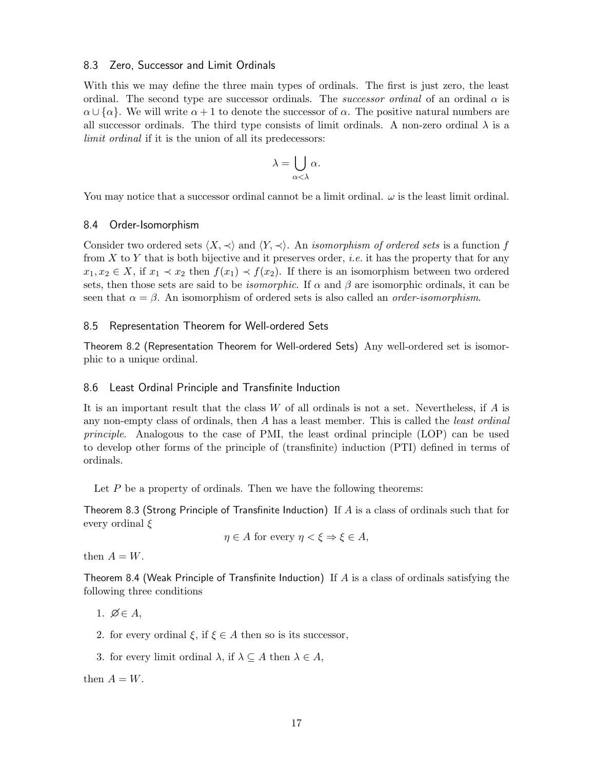### 8.3 Zero, Successor and Limit Ordinals

With this we may define the three main types of ordinals. The first is just zero, the least ordinal. The second type are successor ordinals. The *successor ordinal* of an ordinal $\alpha$ is $\alpha \cup \{\alpha\}$. We will write $\alpha + 1$ to denote the successor of $\alpha$. The positive natural numbers are all successor ordinals. The third type consists of limit ordinals. A non-zero ordinal $\lambda$ is a *limit ordinal* if it is the union of all its predecessors:

$$\lambda = \bigcup_{\alpha < \lambda} \alpha.$$

You may notice that a successor ordinal cannot be a limit ordinal. $\omega$ is the least limit ordinal.

### 8.4 Order-Isomorphism

Consider two ordered sets $\langle X, \prec \rangle$ and $\langle Y, \prec \rangle$. An *isomorphism of ordered sets* is a function $f$ from $X$ to $Y$ that is both bijective and it preserves order, *i.e.* it has the property that for any $x_1, x_2 \in X$, if $x_1 \prec x_2$ then $f(x_1) \prec f(x_2)$. If there is an isomorphism between two ordered sets, then those sets are said to be *isomorphic*. If $\alpha$ and $\beta$ are isomorphic ordinals, it can be seen that $\alpha = \beta$. An isomorphism of ordered sets is also called an *order-isomorphism*.

### 8.5 Representation Theorem for Well-ordered Sets

Theorem 8.2 (Representation Theorem for Well-ordered Sets) Any well-ordered set is isomorphic to a unique ordinal.

### 8.6 Least Ordinal Principle and Transfinite Induction

It is an important result that the class $W$ of all ordinals is not a set. Nevertheless, if $A$ is any non-empty class of ordinals, then $A$ has a least member. This is called the *least ordinal principle*. Analogous to the case of PMI, the least ordinal principle (LOP) can be used to develop other forms of the principle of (transfinite) induction (PTI) defined in terms of ordinals.

Let $P$ be a property of ordinals. Then we have the following theorems:

Theorem 8.3 (Strong Principle of Transfinite Induction) If $A$ is a class of ordinals such that for every ordinal $\xi$

$$\eta \in A \text{ for every } \eta < \xi \Rightarrow \xi \in A,$$

then $A = W$.

Theorem 8.4 (Weak Principle of Transfinite Induction) If $A$ is a class of ordinals satisfying the following three conditions

1. $\varnothing \in A$,
2. for every ordinal $\xi$, if $\xi \in A$ then so is its successor,
3. for every limit ordinal $\lambda$, if $\lambda \subseteq A$ then $\lambda \in A$,

then $A = W$.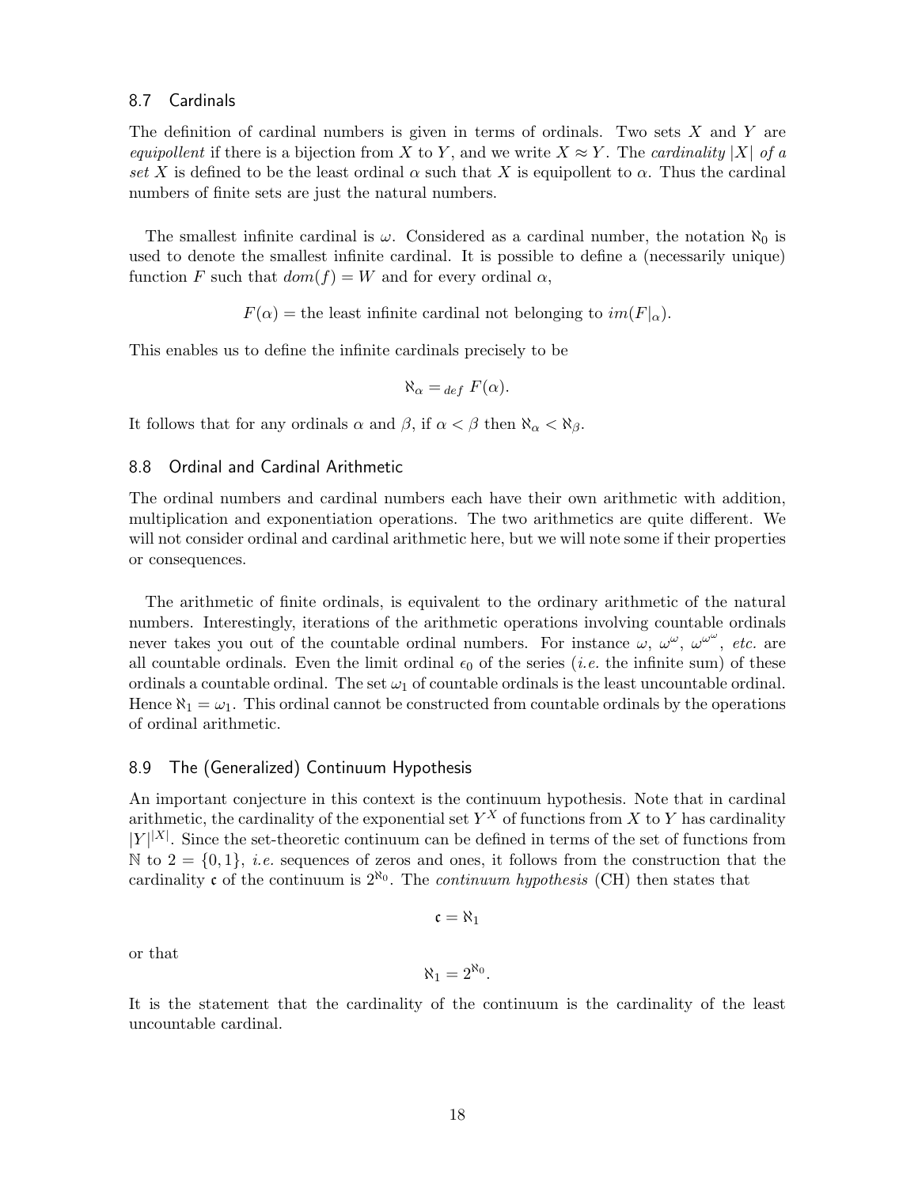### 8.7 Cardinals

The definition of cardinal numbers is given in terms of ordinals. Two sets $X$ and $Y$ are *equipollent* if there is a bijection from $X$ to $Y$, and we write $X \approx Y$. The *cardinality* $|X|$ *of a set* $X$ is defined to be the least ordinal $\alpha$ such that $X$ is equipollent to $\alpha$. Thus the cardinal numbers of finite sets are just the natural numbers.

The smallest infinite cardinal is $\omega$. Considered as a cardinal number, the notation $\aleph_0$ is used to denote the smallest infinite cardinal. It is possible to define a (necessarily unique) function $F$ such that $dom(f) = W$ and for every ordinal $\alpha$,

$$F(\alpha) = \text{the least infinite cardinal not belonging to } im(F|_\alpha).$$

This enables us to define the infinite cardinals precisely to be

$$\aleph_\alpha =_{def} F(\alpha).$$

It follows that for any ordinals $\alpha$ and $\beta$, if $\alpha < \beta$ then $\aleph_\alpha < \aleph_\beta$.

### 8.8 Ordinal and Cardinal Arithmetic

The ordinal numbers and cardinal numbers each have their own arithmetic with addition, multiplication and exponentiation operations. The two arithmetics are quite different. We will not consider ordinal and cardinal arithmetic here, but we will note some if their properties or consequences.

The arithmetic of finite ordinals, is equivalent to the ordinary arithmetic of the natural numbers. Interestingly, iterations of the arithmetic operations involving countable ordinals never takes you out of the countable ordinal numbers. For instance $\omega$, $\omega^\omega$, $\omega^{\omega^\omega}$, *etc.* are all countable ordinals. Even the limit ordinal $\epsilon_0$ of the series (*i.e.* the infinite sum) of these ordinals a countable ordinal. The set $\omega_1$ of countable ordinals is the least uncountable ordinal. Hence $\aleph_1 = \omega_1$. This ordinal cannot be constructed from countable ordinals by the operations of ordinal arithmetic.

### 8.9 The (Generalized) Continuum Hypothesis

An important conjecture in this context is the continuum hypothesis. Note that in cardinal arithmetic, the cardinality of the exponential set $Y^X$ of functions from $X$ to $Y$ has cardinality $|Y|^{|X|}$. Since the set-theoretic continuum can be defined in terms of the set of functions from $\mathbb{N}$ to $2 = \{0, 1\}$, *i.e.* sequences of zeros and ones, it follows from the construction that the cardinality $\mathfrak{c}$ of the continuum is $2^{\aleph_0}$. The *continuum hypothesis* (CH) then states that

$$\mathfrak{c} = \aleph_1$$

or that

$$\aleph_1 = 2^{\aleph_0}.$$

It is the statement that the cardinality of the continuum is the cardinality of the least uncountable cardinal.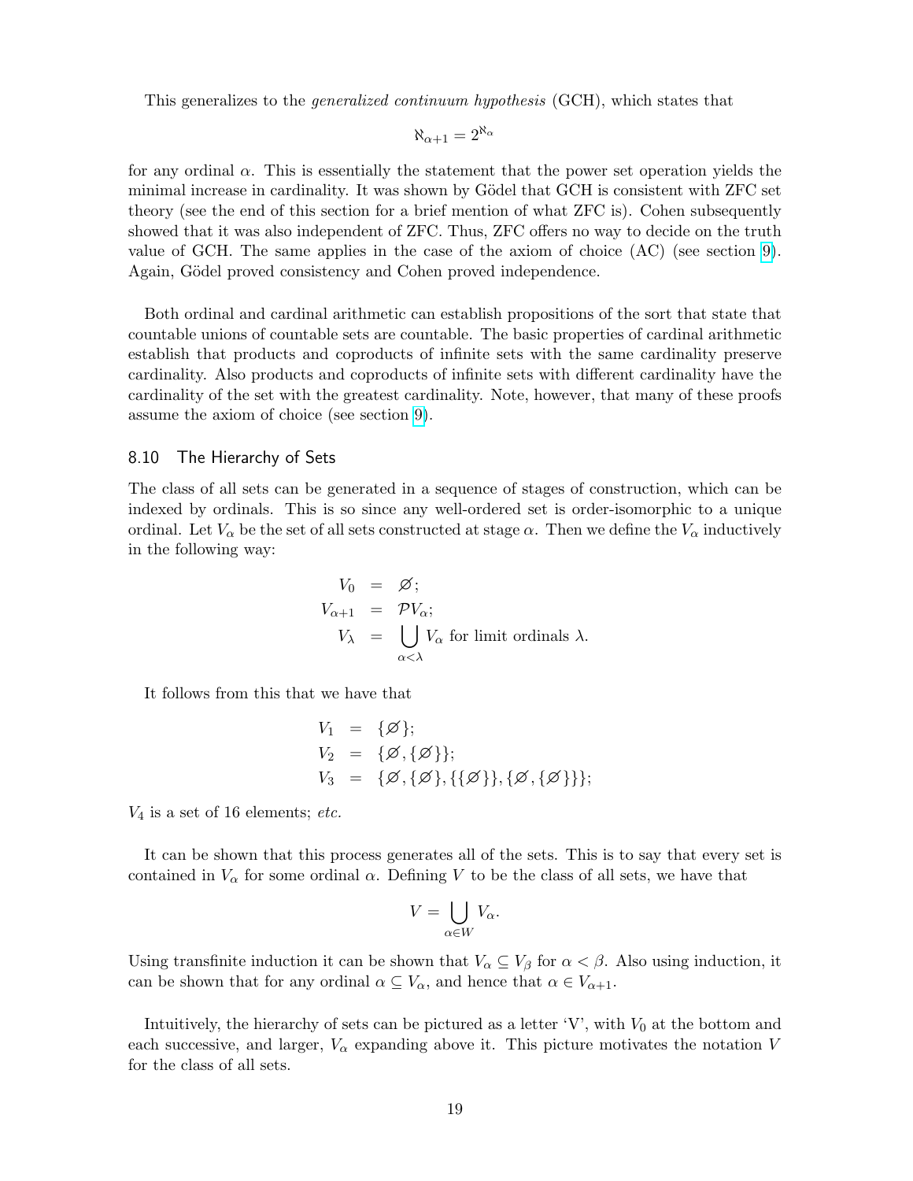This generalizes to the *generalized continuum hypothesis* (GCH), which states that

$$\aleph_{\alpha+1} = 2^{\aleph_\alpha}$$

for any ordinal $\alpha$. This is essentially the statement that the power set operation yields the minimal increase in cardinality. It was shown by Gödel that GCH is consistent with ZFC set theory (see the end of this section for a brief mention of what ZFC is). Cohen subsequently showed that it was also independent of ZFC. Thus, ZFC offers no way to decide on the truth value of GCH. The same applies in the case of the axiom of choice (AC) (see section 9). Again, Gödel proved consistency and Cohen proved independence.

Both ordinal and cardinal arithmetic can establish propositions of the sort that state that countable unions of countable sets are countable. The basic properties of cardinal arithmetic establish that products and coproducts of infinite sets with the same cardinality preserve cardinality. Also products and coproducts of infinite sets with different cardinality have the cardinality of the set with the greatest cardinality. Note, however, that many of these proofs assume the axiom of choice (see section 9).

### 8.10 The Hierarchy of Sets

The class of all sets can be generated in a sequence of stages of construction, which can be indexed by ordinals. This is so since any well-ordered set is order-isomorphic to a unique ordinal. Let $V_\alpha$ be the set of all sets constructed at stage $\alpha$. Then we define the $V_\alpha$ inductively in the following way:

$$\begin{aligned} V_0 &= \varnothing; \\ V_{\alpha+1} &= \mathcal{P}V_\alpha; \\ V_\lambda &= \bigcup_{\alpha<\lambda} V_\alpha \text{ for limit ordinals } \lambda. \end{aligned}$$

It follows from this that we have that

$$\begin{aligned} V_1 &= \{\varnothing\}; \\ V_2 &= \{\varnothing, \{\varnothing\}\}; \\ V_3 &= \{\varnothing, \{\varnothing\}, \{\{\varnothing\}\}, \{\varnothing, \{\varnothing\}\}\}; \end{aligned}$$

$V_4$ is a set of 16 elements; *etc.*

It can be shown that this process generates all of the sets. This is to say that every set is contained in $V_\alpha$ for some ordinal $\alpha$. Defining $V$ to be the class of all sets, we have that

$$V = \bigcup_{\alpha \in W} V_\alpha.$$

Using transfinite induction it can be shown that $V_\alpha \subseteq V_\beta$ for $\alpha < \beta$. Also using induction, it can be shown that for any ordinal $\alpha \subseteq V_\alpha$, and hence that $\alpha \in V_{\alpha+1}$.

Intuitively, the hierarchy of sets can be pictured as a letter 'V', with $V_0$ at the bottom and each successive, and larger, $V_\alpha$ expanding above it. This picture motivates the notation $V$ for the class of all sets.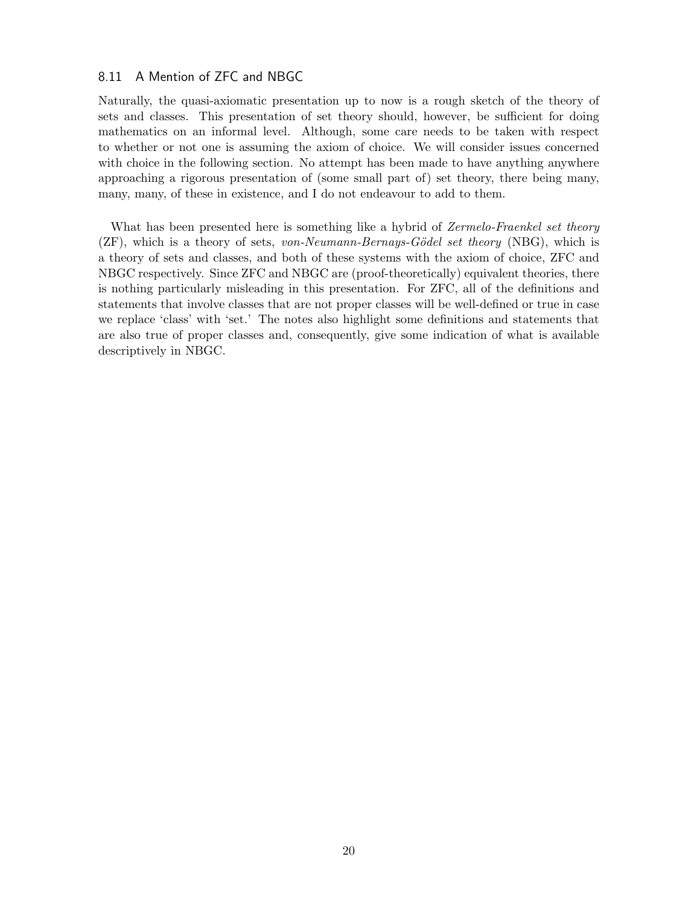### 8.11 A Mention of ZFC and NBGC

Naturally, the quasi-axiomatic presentation up to now is a rough sketch of the theory of sets and classes. This presentation of set theory should, however, be sufficient for doing mathematics on an informal level. Although, some care needs to be taken with respect to whether or not one is assuming the axiom of choice. We will consider issues concerned with choice in the following section. No attempt has been made to have anything anywhere approaching a rigorous presentation of (some small part of) set theory, there being many, many, many, of these in existence, and I do not endeavour to add to them.

What has been presented here is something like a hybrid of *Zermelo-Fraenkel set theory* (ZF), which is a theory of sets, *von-Neumann-Bernays-Gödel set theory* (NBG), which is a theory of sets and classes, and both of these systems with the axiom of choice, ZFC and NBGC respectively. Since ZFC and NBGC are (proof-theoretically) equivalent theories, there is nothing particularly misleading in this presentation. For ZFC, all of the definitions and statements that involve classes that are not proper classes will be well-defined or true in case we replace 'class' with 'set.' The notes also highlight some definitions and statements that are also true of proper classes and, consequently, give some indication of what is available descriptively in NBGC.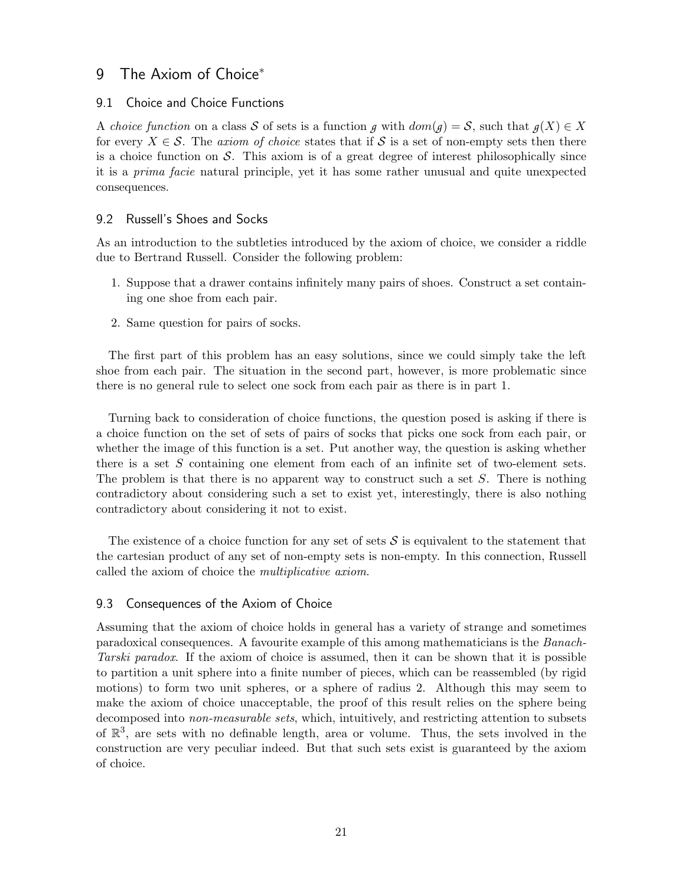# 9 The Axiom of Choice*

## 9.1 Choice and Choice Functions

A *choice function* on a class $\mathcal{S}$ of sets is a function $\mathcal{g}$ with $dom(\mathcal{g}) = \mathcal{S}$, such that $\mathcal{g}(X) \in X$ for every $X \in \mathcal{S}$. The *axiom of choice* states that if $\mathcal{S}$ is a set of non-empty sets then there is a choice function on $\mathcal{S}$. This axiom is of a great degree of interest philosophically since it is a *prima facie* natural principle, yet it has some rather unusual and quite unexpected consequences.

## 9.2 Russell's Shoes and Socks

As an introduction to the subtleties introduced by the axiom of choice, we consider a riddle due to Bertrand Russell. Consider the following problem:

1. Suppose that a drawer contains infinitely many pairs of shoes. Construct a set containing one shoe from each pair.
2. Same question for pairs of socks.

The first part of this problem has an easy solutions, since we could simply take the left shoe from each pair. The situation in the second part, however, is more problematic since there is no general rule to select one sock from each pair as there is in part 1.

Turning back to consideration of choice functions, the question posed is asking if there is a choice function on the set of sets of pairs of socks that picks one sock from each pair, or whether the image of this function is a set. Put another way, the question is asking whether there is a set $S$ containing one element from each of an infinite set of two-element sets. The problem is that there is no apparent way to construct such a set $S$. There is nothing contradictory about considering such a set to exist yet, interestingly, there is also nothing contradictory about considering it not to exist.

The existence of a choice function for any set of sets $\mathcal{S}$ is equivalent to the statement that the cartesian product of any set of non-empty sets is non-empty. In this connection, Russell called the axiom of choice the *multiplicative axiom*.

## 9.3 Consequences of the Axiom of Choice

Assuming that the axiom of choice holds in general has a variety of strange and sometimes paradoxical consequences. A favourite example of this among mathematicians is the *Banach-Tarski paradox*. If the axiom of choice is assumed, then it can be shown that it is possible to partition a unit sphere into a finite number of pieces, which can be reassembled (by rigid motions) to form two unit spheres, or a sphere of radius 2. Although this may seem to make the axiom of choice unacceptable, the proof of this result relies on the sphere being decomposed into *non-measurable sets*, which, intuitively, and restricting attention to subsets of $\mathbb{R}^3$, are sets with no definable length, area or volume. Thus, the sets involved in the construction are very peculiar indeed. But that such sets exist is guaranteed by the axiom of choice.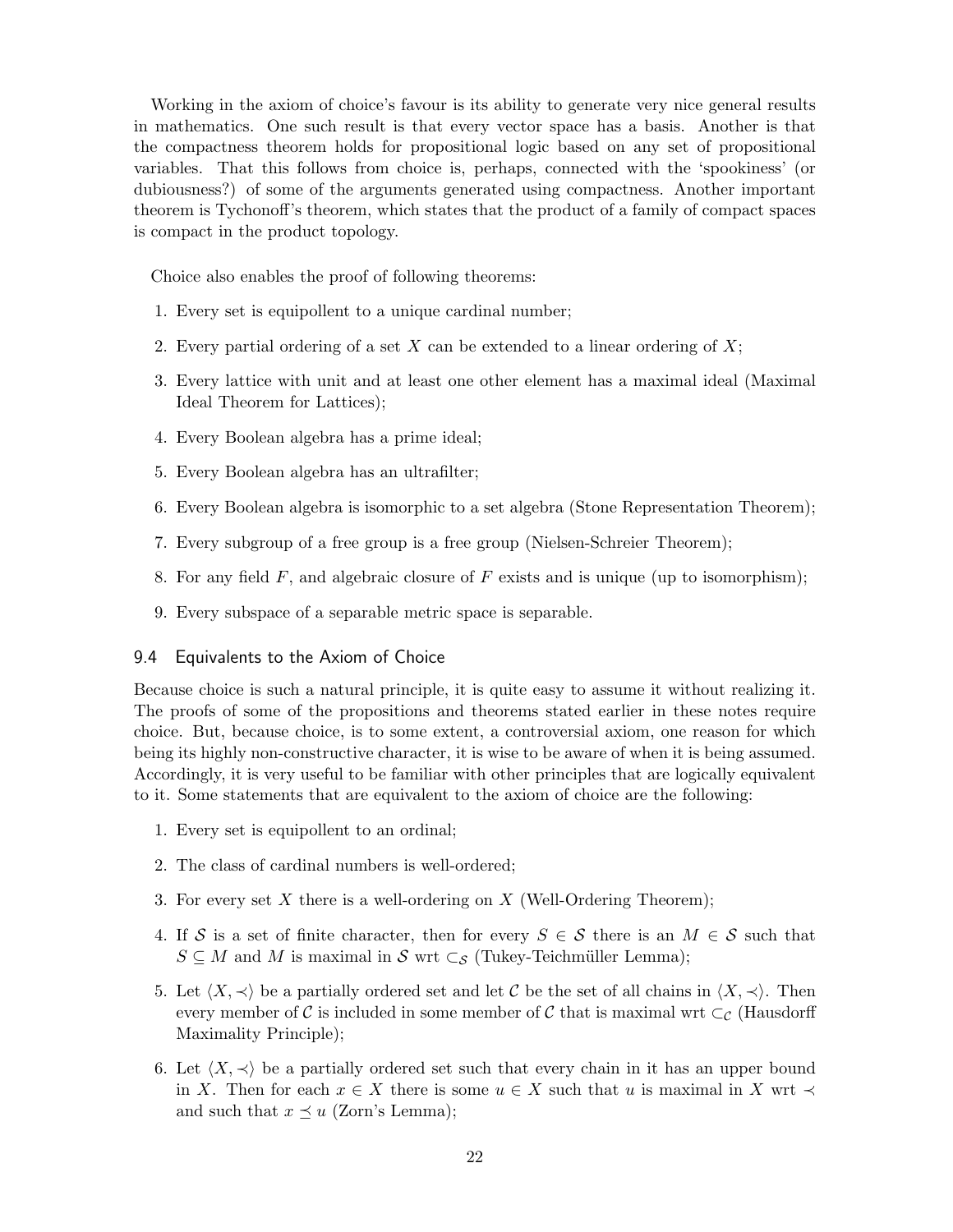Working in the axiom of choice's favour is its ability to generate very nice general results in mathematics. One such result is that every vector space has a basis. Another is that the compactness theorem holds for propositional logic based on any set of propositional variables. That this follows from choice is, perhaps, connected with the 'spookiness' (or dubiousness?) of some of the arguments generated using compactness. Another important theorem is Tychonoff's theorem, which states that the product of a family of compact spaces is compact in the product topology.

Choice also enables the proof of following theorems:

1. Every set is equipollent to a unique cardinal number;
2. Every partial ordering of a set $X$ can be extended to a linear ordering of $X$;
3. Every lattice with unit and at least one other element has a maximal ideal (Maximal Ideal Theorem for Lattices);
4. Every Boolean algebra has a prime ideal;
5. Every Boolean algebra has an ultrafilter;
6. Every Boolean algebra is isomorphic to a set algebra (Stone Representation Theorem);
7. Every subgroup of a free group is a free group (Nielsen-Schreier Theorem);
8. For any field $F$, and algebraic closure of $F$ exists and is unique (up to isomorphism);
9. Every subspace of a separable metric space is separable.

### 9.4 Equivalents to the Axiom of Choice

Because choice is such a natural principle, it is quite easy to assume it without realizing it. The proofs of some of the propositions and theorems stated earlier in these notes require choice. But, because choice, is to some extent, a controversial axiom, one reason for which being its highly non-constructive character, it is wise to be aware of when it is being assumed. Accordingly, it is very useful to be familiar with other principles that are logically equivalent to it. Some statements that are equivalent to the axiom of choice are the following:

1. Every set is equipollent to an ordinal;
2. The class of cardinal numbers is well-ordered;
3. For every set $X$ there is a well-ordering on $X$ (Well-Ordering Theorem);
4. If $\mathcal{S}$ is a set of finite character, then for every $S \in \mathcal{S}$ there is an $M \in \mathcal{S}$ such that $S \subseteq M$ and $M$ is maximal in $\mathcal{S}$ wrt $\subset_{\mathcal{S}}$ (Tukey-Teichmüller Lemma);
5. Let $\langle X, \prec \rangle$ be a partially ordered set and let $\mathcal{C}$ be the set of all chains in $\langle X, \prec \rangle$. Then every member of $\mathcal{C}$ is included in some member of $\mathcal{C}$ that is maximal wrt $\subset_{\mathcal{C}}$ (Hausdorff Maximality Principle);
6. Let $\langle X, \prec \rangle$ be a partially ordered set such that every chain in it has an upper bound in $X$. Then for each $x \in X$ there is some $u \in X$ such that $u$ is maximal in $X$ wrt $\prec$ and such that $x \preceq u$ (Zorn's Lemma);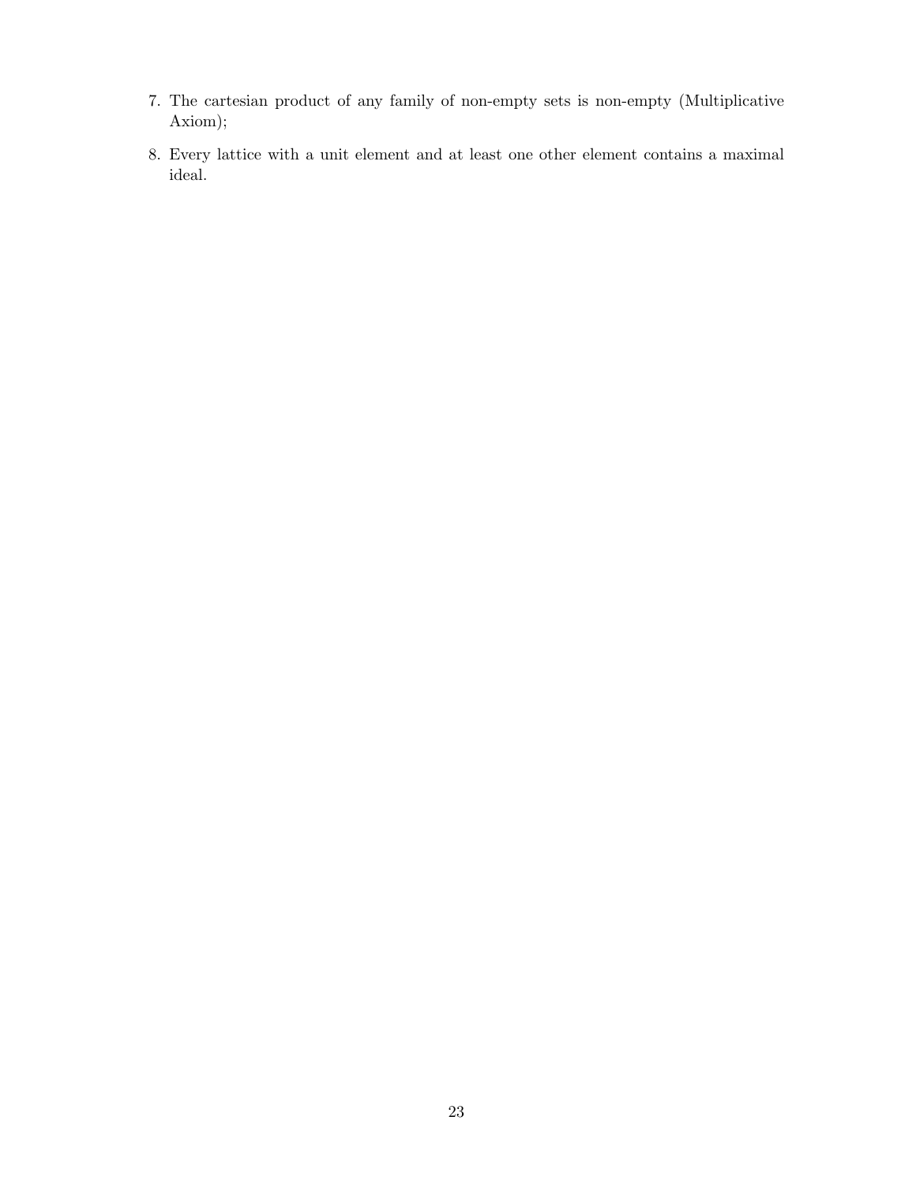7. The cartesian product of any family of non-empty sets is non-empty (Multiplicative Axiom);
8. Every lattice with a unit element and at least one other element contains a maximal ideal.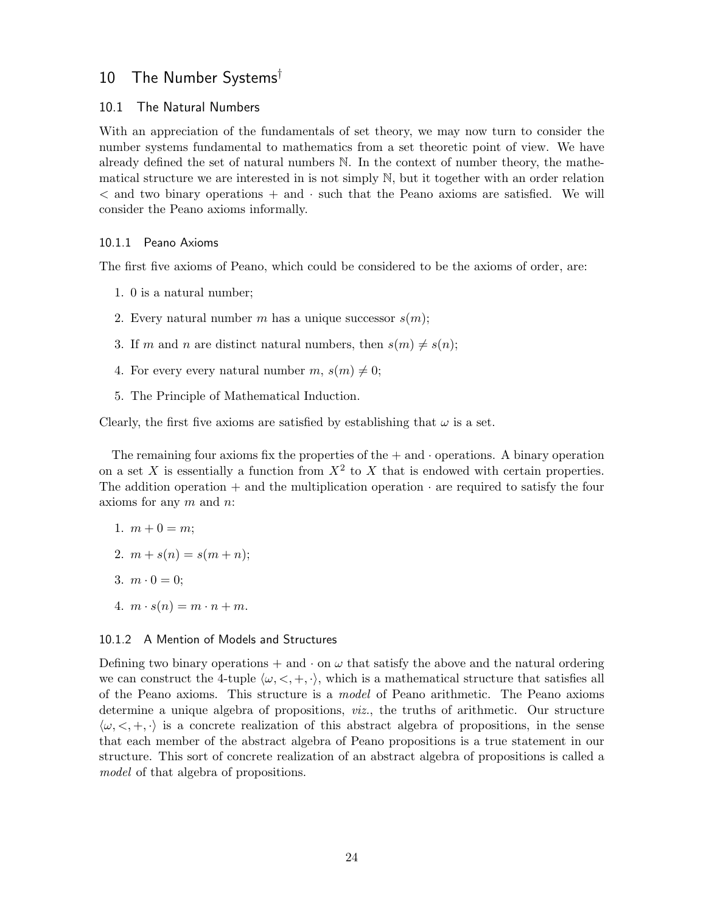# 10 The Number Systems†

## 10.1 The Natural Numbers

With an appreciation of the fundamentals of set theory, we may now turn to consider the number systems fundamental to mathematics from a set theoretic point of view. We have already defined the set of natural numbers $\mathbb{N}$. In the context of number theory, the mathematical structure we are interested in is not simply $\mathbb{N}$, but it together with an order relation $<$ and two binary operations $+$ and $\cdot$ such that the Peano axioms are satisfied. We will consider the Peano axioms informally.

### 10.1.1 Peano Axioms

The first five axioms of Peano, which could be considered to be the axioms of order, are:

1. 0 is a natural number;
2. Every natural number $m$ has a unique successor $s(m)$;
3. If $m$ and $n$ are distinct natural numbers, then $s(m) \neq s(n)$;
4. For every every natural number $m$, $s(m) \neq 0$;
5. The Principle of Mathematical Induction.

Clearly, the first five axioms are satisfied by establishing that $\omega$ is a set.

The remaining four axioms fix the properties of the $+$ and $\cdot$ operations. A binary operation on a set $X$ is essentially a function from $X^2$ to $X$ that is endowed with certain properties. The addition operation $+$ and the multiplication operation $\cdot$ are required to satisfy the four axioms for any $m$ and $n$:

1. $m + 0 = m$;
2. $m + s(n) = s(m + n)$;
3. $m \cdot 0 = 0$;
4. $m \cdot s(n) = m \cdot n + m$.

### 10.1.2 A Mention of Models and Structures

Defining two binary operations $+$ and $\cdot$ on $\omega$ that satisfy the above and the natural ordering we can construct the 4-tuple $\langle \omega, <, +, \cdot \rangle$, which is a mathematical structure that satisfies all of the Peano axioms. This structure is a *model* of Peano arithmetic. The Peano axioms determine a unique algebra of propositions, *viz.*, the truths of arithmetic. Our structure $\langle \omega, <, +, \cdot \rangle$ is a concrete realization of this abstract algebra of propositions, in the sense that each member of the abstract algebra of Peano propositions is a true statement in our structure. This sort of concrete realization of an abstract algebra of propositions is called a *model* of that algebra of propositions.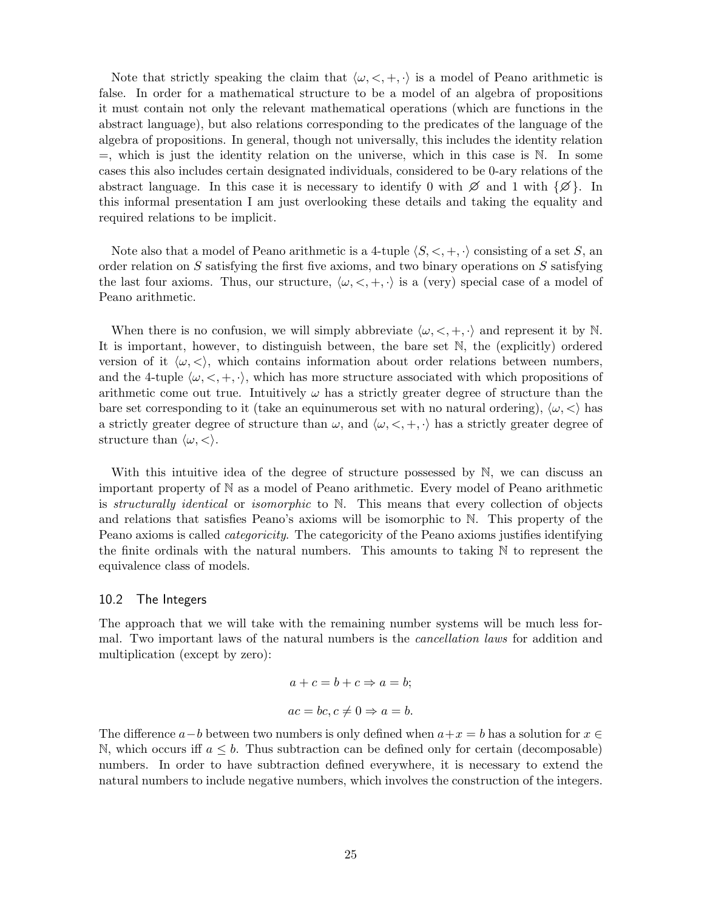Note that strictly speaking the claim that $\langle \omega, <, +, \cdot \rangle$ is a model of Peano arithmetic is false. In order for a mathematical structure to be a model of an algebra of propositions it must contain not only the relevant mathematical operations (which are functions in the abstract language), but also relations corresponding to the predicates of the language of the algebra of propositions. In general, though not universally, this includes the identity relation $=$, which is just the identity relation on the universe, which in this case is $\mathbb{N}$. In some cases this also includes certain designated individuals, considered to be 0-ary relations of the abstract language. In this case it is necessary to identify 0 with $\varnothing$ and 1 with $\{\varnothing\}$. In this informal presentation I am just overlooking these details and taking the equality and required relations to be implicit.

Note also that a model of Peano arithmetic is a 4-tuple $\langle S, <, +, \cdot \rangle$ consisting of a set $S$, an order relation on $S$ satisfying the first five axioms, and two binary operations on $S$ satisfying the last four axioms. Thus, our structure, $\langle \omega, <, +, \cdot \rangle$ is a (very) special case of a model of Peano arithmetic.

When there is no confusion, we will simply abbreviate $\langle \omega, <, +, \cdot \rangle$ and represent it by $\mathbb{N}$. It is important, however, to distinguish between, the bare set $\mathbb{N}$, the (explicitly) ordered version of it $\langle \omega, < \rangle$, which contains information about order relations between numbers, and the 4-tuple $\langle \omega, <, +, \cdot \rangle$, which has more structure associated with which propositions of arithmetic come out true. Intuitively $\omega$ has a strictly greater degree of structure than the bare set corresponding to it (take an equinumerous set with no natural ordering), $\langle \omega, < \rangle$ has a strictly greater degree of structure than $\omega$, and $\langle \omega, <, +, \cdot \rangle$ has a strictly greater degree of structure than $\langle \omega, < \rangle$.

With this intuitive idea of the degree of structure possessed by $\mathbb{N}$, we can discuss an important property of $\mathbb{N}$ as a model of Peano arithmetic. Every model of Peano arithmetic is *structurally identical* or *isomorphic* to $\mathbb{N}$. This means that every collection of objects and relations that satisfies Peano's axioms will be isomorphic to $\mathbb{N}$. This property of the Peano axioms is called *categoricity*. The categoricity of the Peano axioms justifies identifying the finite ordinals with the natural numbers. This amounts to taking $\mathbb{N}$ to represent the equivalence class of models.

## 10.2 The Integers

The approach that we will take with the remaining number systems will be much less formal. Two important laws of the natural numbers is the *cancellation laws* for addition and multiplication (except by zero):

$$a + c = b + c \Rightarrow a = b;$$

$$ac = bc, c \neq 0 \Rightarrow a = b.$$

The difference $a - b$ between two numbers is only defined when $a + x = b$ has a solution for $x \in \mathbb{N}$, which occurs iff $a \leq b$. Thus subtraction can be defined only for certain (decomposable) numbers. In order to have subtraction defined everywhere, it is necessary to extend the natural numbers to include negative numbers, which involves the construction of the integers.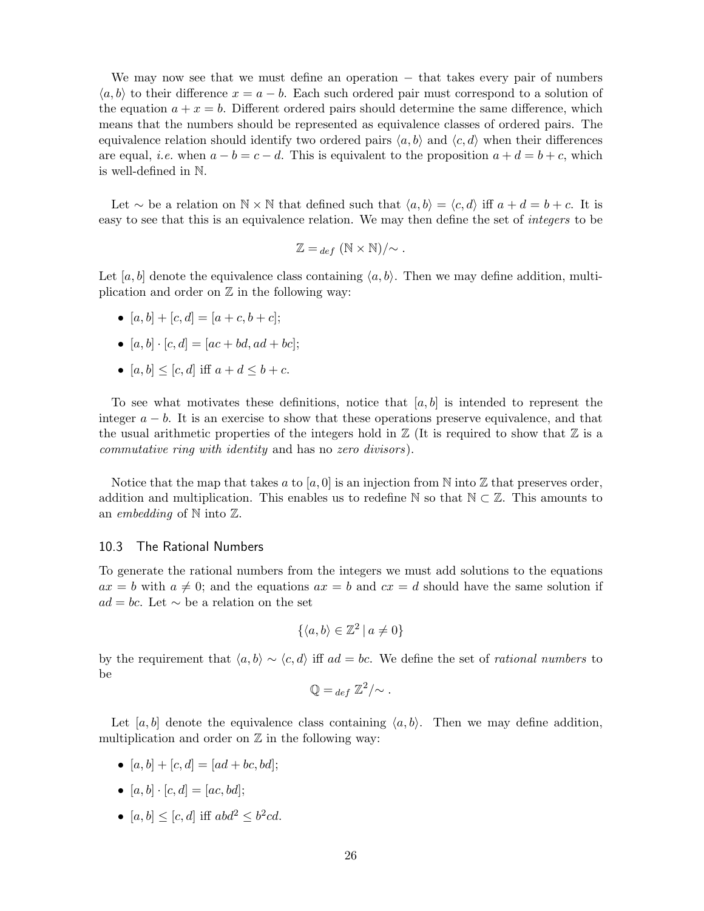We may now see that we must define an operation $-$ that takes every pair of numbers $\langle a, b \rangle$ to their difference $x = a - b$. Each such ordered pair must correspond to a solution of the equation $a + x = b$. Different ordered pairs should determine the same difference, which means that the numbers should be represented as equivalence classes of ordered pairs. The equivalence relation should identify two ordered pairs $\langle a, b \rangle$ and $\langle c, d \rangle$ when their differences are equal, *i.e.* when $a - b = c - d$. This is equivalent to the proposition $a + d = b + c$, which is well-defined in $\mathbb{N}$.

Let $\sim$ be a relation on $\mathbb{N} \times \mathbb{N}$ that defined such that $\langle a, b \rangle = \langle c, d \rangle$ iff $a + d = b + c$. It is easy to see that this is an equivalence relation. We may then define the set of *integers* to be

$$\mathbb{Z} =_{def} (\mathbb{N} \times \mathbb{N})/\!\sim .$$

Let $[a, b]$ denote the equivalence class containing $\langle a, b \rangle$. Then we may define addition, multiplication and order on $\mathbb{Z}$ in the following way:

- $[a, b] + [c, d] = [a + c, b + c]$;
- $[a, b] \cdot [c, d] = [ac + bd, ad + bc]$;
- $[a, b] \leq [c, d]$ iff $a + d \leq b + c$.

To see what motivates these definitions, notice that $[a, b]$ is intended to represent the integer $a - b$. It is an exercise to show that these operations preserve equivalence, and that the usual arithmetic properties of the integers hold in $\mathbb{Z}$ (It is required to show that $\mathbb{Z}$ is a *commutative ring with identity* and has no *zero divisors*).

Notice that the map that takes $a$ to $[a, 0]$ is an injection from $\mathbb{N}$ into $\mathbb{Z}$ that preserves order, addition and multiplication. This enables us to redefine $\mathbb{N}$ so that $\mathbb{N} \subset \mathbb{Z}$. This amounts to an *embedding* of $\mathbb{N}$ into $\mathbb{Z}$.

### 10.3 The Rational Numbers

To generate the rational numbers from the integers we must add solutions to the equations $ax = b$ with $a \neq 0$; and the equations $ax = b$ and $cx = d$ should have the same solution if $ad = bc$. Let $\sim$ be a relation on the set

$$\{\langle a, b \rangle \in \mathbb{Z}^2 \mid a \neq 0\}$$

by the requirement that $\langle a, b \rangle \sim \langle c, d \rangle$ iff $ad = bc$. We define the set of *rational numbers* to be

$$\mathbb{Q} =_{def} \mathbb{Z}^2/\!\sim .$$

Let $[a, b]$ denote the equivalence class containing $\langle a, b \rangle$. Then we may define addition, multiplication and order on $\mathbb{Z}$ in the following way:

- $[a, b] + [c, d] = [ad + bc, bd]$;
- $[a, b] \cdot [c, d] = [ac, bd]$;
- $[a, b] \leq [c, d]$ iff $abd^2 \leq b^2cd$.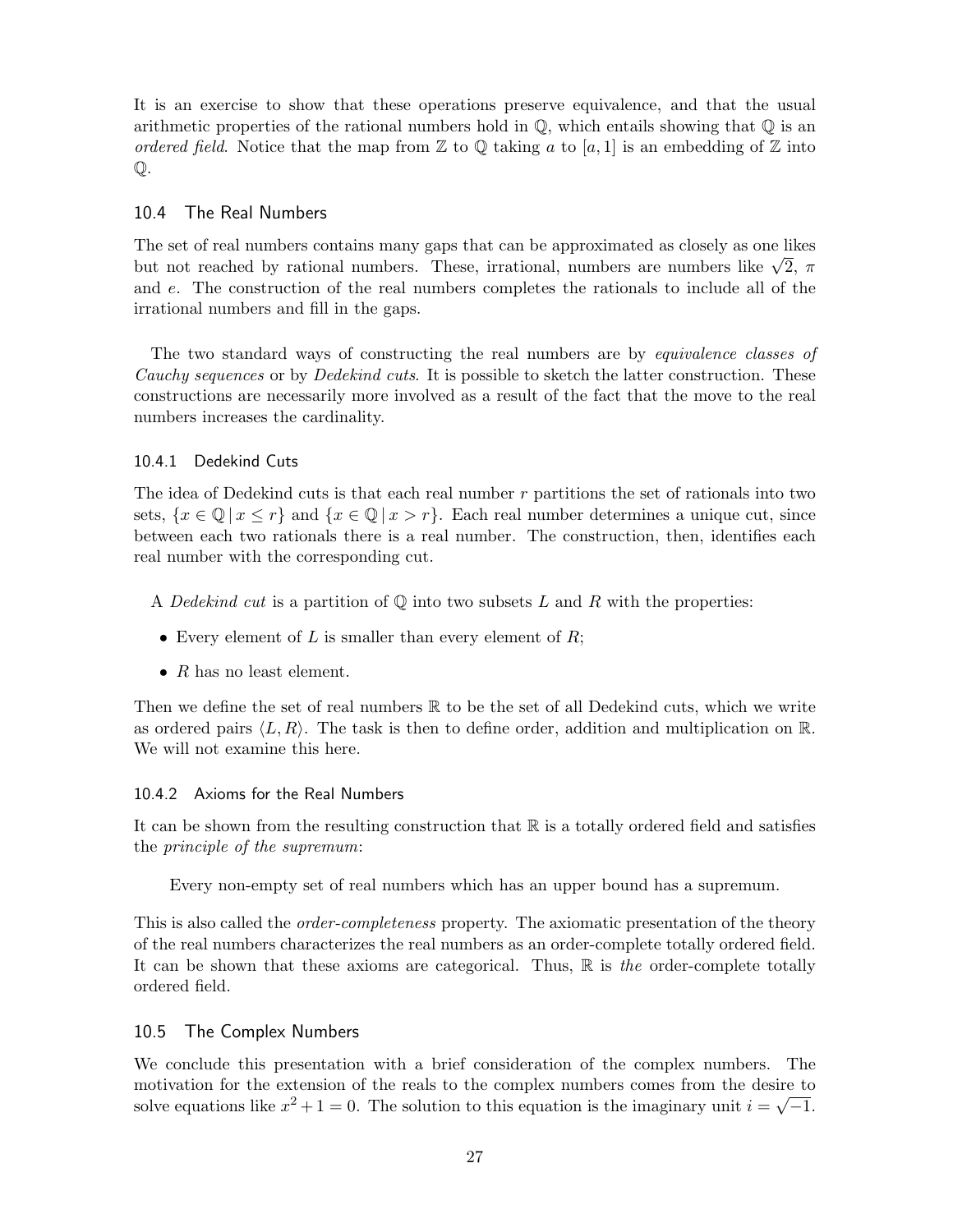It is an exercise to show that these operations preserve equivalence, and that the usual arithmetic properties of the rational numbers hold in $\mathbb{Q}$, which entails showing that $\mathbb{Q}$ is an *ordered field*. Notice that the map from $\mathbb{Z}$ to $\mathbb{Q}$ taking $a$ to $[a, 1]$ is an embedding of $\mathbb{Z}$ into $\mathbb{Q}$.

## 10.4 The Real Numbers

The set of real numbers contains many gaps that can be approximated as closely as one likes but not reached by rational numbers. These, irrational, numbers are numbers like $\sqrt{2}$, $\pi$ and $e$. The construction of the real numbers completes the rationals to include all of the irrational numbers and fill in the gaps.

The two standard ways of constructing the real numbers are by *equivalence classes of Cauchy sequences* or by *Dedekind cuts*. It is possible to sketch the latter construction. These constructions are necessarily more involved as a result of the fact that the move to the real numbers increases the cardinality.

### 10.4.1 Dedekind Cuts

The idea of Dedekind cuts is that each real number $r$ partitions the set of rationals into two sets, $\{x \in \mathbb{Q} \,|\, x \leq r\}$ and $\{x \in \mathbb{Q} \,|\, x > r\}$. Each real number determines a unique cut, since between each two rationals there is a real number. The construction, then, identifies each real number with the corresponding cut.

A *Dedekind cut* is a partition of $\mathbb{Q}$ into two subsets $L$ and $R$ with the properties:

- Every element of $L$ is smaller than every element of $R$;
- $R$ has no least element.

Then we define the set of real numbers $\mathbb{R}$ to be the set of all Dedekind cuts, which we write as ordered pairs $\langle L, R \rangle$. The task is then to define order, addition and multiplication on $\mathbb{R}$. We will not examine this here.

### 10.4.2 Axioms for the Real Numbers

It can be shown from the resulting construction that $\mathbb{R}$ is a totally ordered field and satisfies the *principle of the supremum*:

> Every non-empty set of real numbers which has an upper bound has a supremum.

This is also called the *order-completeness* property. The axiomatic presentation of the theory of the real numbers characterizes the real numbers as an order-complete totally ordered field. It can be shown that these axioms are categorical. Thus, $\mathbb{R}$ is *the* order-complete totally ordered field.

## 10.5 The Complex Numbers

We conclude this presentation with a brief consideration of the complex numbers. The motivation for the extension of the reals to the complex numbers comes from the desire to solve equations like $x^2 + 1 = 0$. The solution to this equation is the imaginary unit $i = \sqrt{-1}$.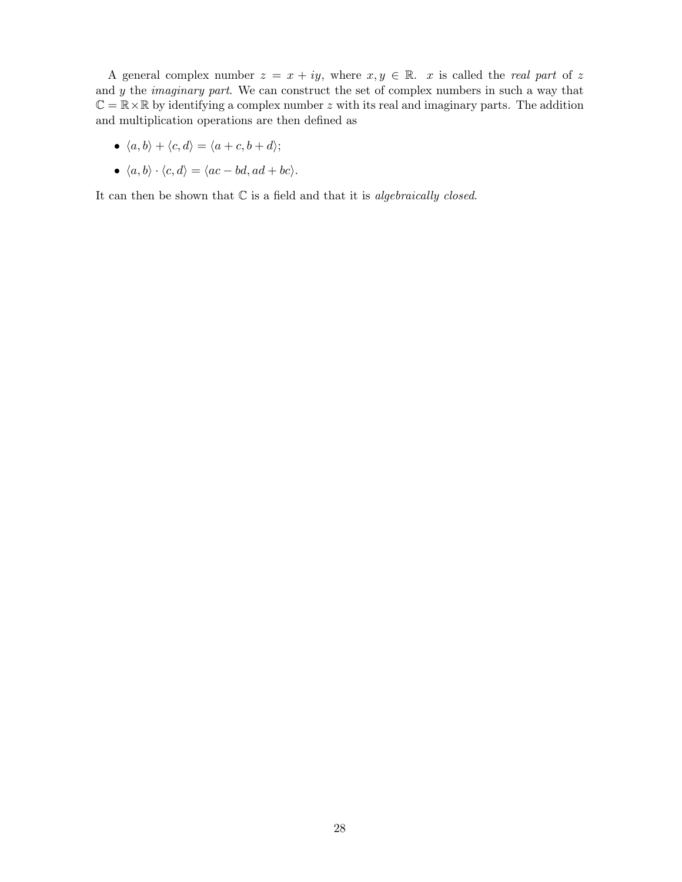A general complex number $z = x + iy$, where $x, y \in \mathbb{R}$. $x$ is called the *real part* of $z$ and $y$ the *imaginary part*. We can construct the set of complex numbers in such a way that $\mathbb{C} = \mathbb{R} \times \mathbb{R}$ by identifying a complex number $z$ with its real and imaginary parts. The addition and multiplication operations are then defined as

- $\langle a, b \rangle + \langle c, d \rangle = \langle a + c, b + d \rangle$;
- $\langle a, b \rangle \cdot \langle c, d \rangle = \langle ac - bd, ad + bc \rangle$.

It can then be shown that $\mathbb{C}$ is a field and that it is *algebraically closed*.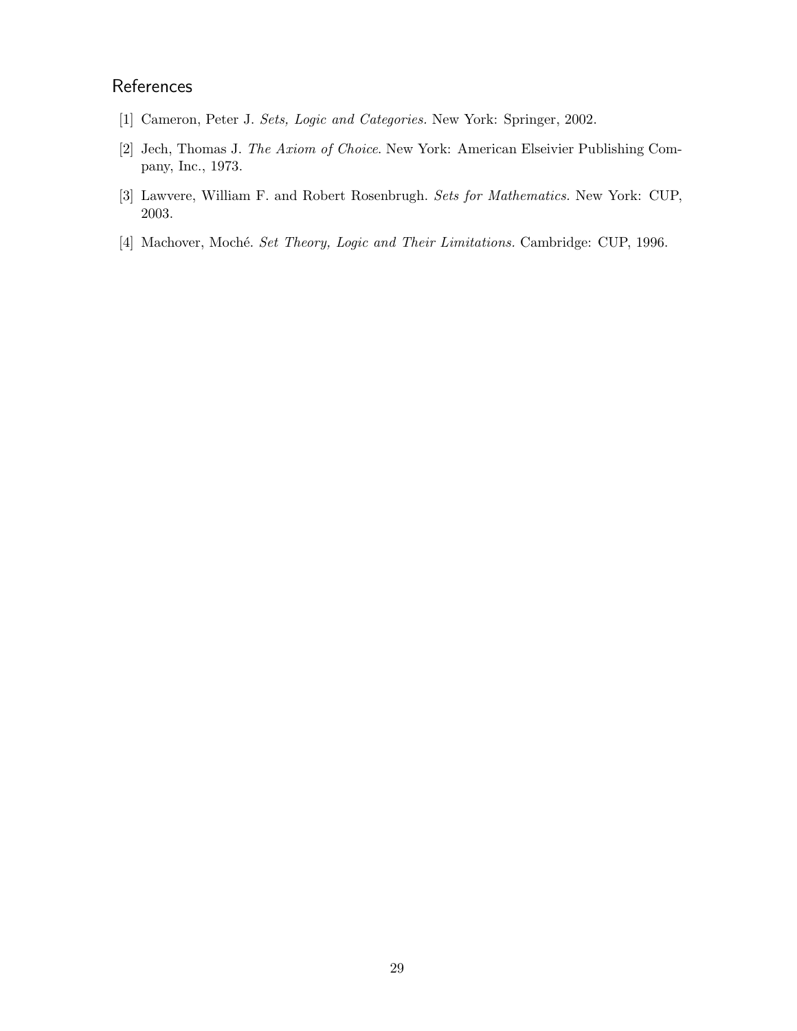## References

[1] Cameron, Peter J. *Sets, Logic and Categories.* New York: Springer, 2002.

[2] Jech, Thomas J. *The Axiom of Choice*. New York: American Elseivier Publishing Company, Inc., 1973.

[3] Lawvere, William F. and Robert Rosenbrugh. *Sets for Mathematics.* New York: CUP, 2003.

[4] Machover, Moché. *Set Theory, Logic and Their Limitations.* Cambridge: CUP, 1996.